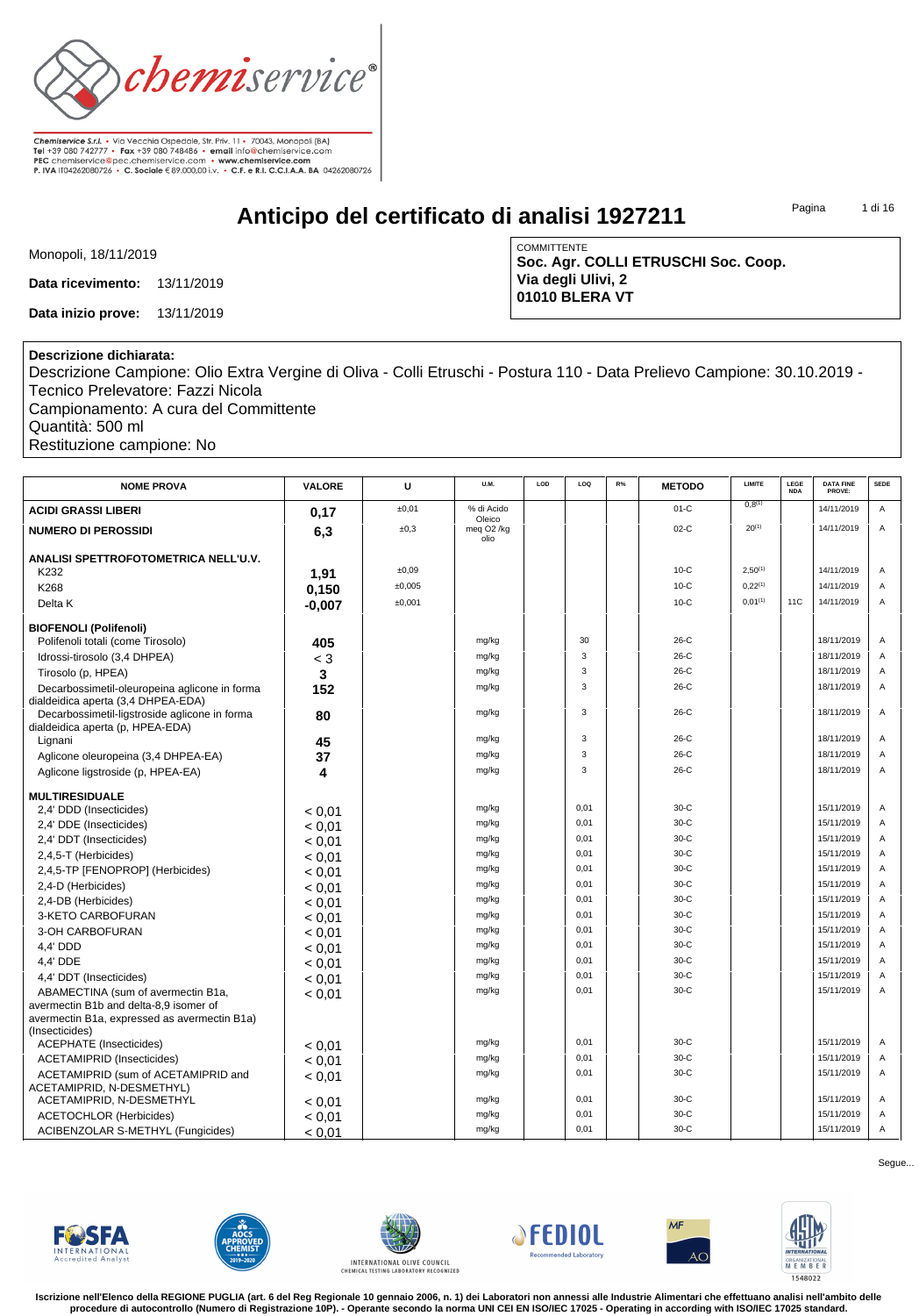Chemiservice S.r.l. • Via Vecchia Ospedale, Str. Priv. 11 • 70043, Monopoli (BA)
Tel +39 080 742777 • Fax +39 080 748486 • email info@chemiservice.com
PEC chemiservice@pec.chemiservice.com • www.chemiservice.com
P. IVA IT04262080726 • C. Sociale € 89.000,00 i.v. • C.F. e R.I. C.C.I.A.A. BA 04262080726

# Anticipo del certificato di analisi 1927211

Monopoli, 18/11/2019

**Data ricevimento:** 13/11/2019

**Data inizio prove:** 13/11/2019

COMMITTENTE
**Soc. Agr. COLLI ETRUSCHI Soc. Coop.**
**Via degli Ulivi, 2**
**01010 BLERA VT**

**Descrizione dichiarata:**
Descrizione Campione: Olio Extra Vergine di Oliva - Colli Etruschi - Postura 110 - Data Prelievo Campione: 30.10.2019 - Tecnico Prelevatore: Fazzi Nicola
Campionamento: A cura del Committente
Quantità: 500 ml
Restituzione campione: No

| NOME PROVA | VALORE | U | U.M. | LOD | LOQ | R% | METODO | LIMITE | LEGE NDA | DATA FINE PROVE: | SEDE |
|---|---|---|---|---|---|---|---|---|---|---|---|
| **ACIDI GRASSI LIBERI** | **0,17** | ±0,01 | % di Acido Oleico | | | | 01-C | 0,8[1] | | 14/11/2019 | A |
| **NUMERO DI PEROSSIDI** | **6,3** | ±0,3 | meq O2 /kg olio | | | | 02-C | 20[1] | | 14/11/2019 | A |
| **ANALISI SPETTROFOTOMETRICA NELL'U.V.** | | | | | | | | | | | |
| K232 | **1,91** | ±0,09 | | | | | 10-C | 2,50[1] | | 14/11/2019 | A |
| K268 | **0,150** | ±0,005 | | | | | 10-C | 0,22[1] | | 14/11/2019 | A |
| Delta K | **-0,007** | ±0,001 | | | | | 10-C | 0,01[1] | 11C | 14/11/2019 | A |
| **BIOFENOLI (Polifenoli)** | | | | | | | | | | | |
| Polifenoli totali (come Tirosolo) | **405** | | mg/kg | | 30 | | 26-C | | | 18/11/2019 | A |
| Idrossi-tirosolo (3,4 DHPEA) | < 3 | | mg/kg | | 3 | | 26-C | | | 18/11/2019 | A |
| Tirosolo (p, HPEA) | **3** | | mg/kg | | 3 | | 26-C | | | 18/11/2019 | A |
| Decarbossimetil-oleuropeina aglicone in forma dialdeidica aperta (3,4 DHPEA-EDA) | **152** | | mg/kg | | 3 | | 26-C | | | 18/11/2019 | A |
| Decarbossimetil-ligstroside aglicone in forma dialdeidica aperta (p, HPEA-EDA) | **80** | | mg/kg | | 3 | | 26-C | | | 18/11/2019 | A |
| Lignani | **45** | | mg/kg | | 3 | | 26-C | | | 18/11/2019 | A |
| Aglicone oleuropeina (3,4 DHPEA-EA) | **37** | | mg/kg | | 3 | | 26-C | | | 18/11/2019 | A |
| Aglicone ligstroside (p, HPEA-EA) | **4** | | mg/kg | | 3 | | 26-C | | | 18/11/2019 | A |
| **MULTIRESIDUALE** | | | | | | | | | | | |
| 2,4' DDD (Insecticides) | < 0,01 | | mg/kg | | 0,01 | | 30-C | | | 15/11/2019 | A |
| 2,4' DDE (Insecticides) | < 0,01 | | mg/kg | | 0,01 | | 30-C | | | 15/11/2019 | A |
| 2,4' DDT (Insecticides) | < 0,01 | | mg/kg | | 0,01 | | 30-C | | | 15/11/2019 | A |
| 2,4,5-T (Herbicides) | < 0,01 | | mg/kg | | 0,01 | | 30-C | | | 15/11/2019 | A |
| 2,4,5-TP [FENOPROP] (Herbicides) | < 0,01 | | mg/kg | | 0,01 | | 30-C | | | 15/11/2019 | A |
| 2,4-D (Herbicides) | < 0,01 | | mg/kg | | 0,01 | | 30-C | | | 15/11/2019 | A |
| 2,4-DB (Herbicides) | < 0,01 | | mg/kg | | 0,01 | | 30-C | | | 15/11/2019 | A |
| 3-KETO CARBOFURAN | < 0,01 | | mg/kg | | 0,01 | | 30-C | | | 15/11/2019 | A |
| 3-OH CARBOFURAN | < 0,01 | | mg/kg | | 0,01 | | 30-C | | | 15/11/2019 | A |
| 4,4' DDD | < 0,01 | | mg/kg | | 0,01 | | 30-C | | | 15/11/2019 | A |
| 4,4' DDE | < 0,01 | | mg/kg | | 0,01 | | 30-C | | | 15/11/2019 | A |
| 4,4' DDT (Insecticides) | < 0,01 | | mg/kg | | 0,01 | | 30-C | | | 15/11/2019 | A |
| ABAMECTINA (sum of avermectin B1a, avermectin B1b and delta-8,9 isomer of avermectin B1a, expressed as avermectin B1a) (Insecticides) | < 0,01 | | mg/kg | | 0,01 | | 30-C | | | 15/11/2019 | A |
| ACEPHATE (Insecticides) | < 0,01 | | mg/kg | | 0,01 | | 30-C | | | 15/11/2019 | A |
| ACETAMIPRID (Insecticides) | < 0,01 | | mg/kg | | 0,01 | | 30-C | | | 15/11/2019 | A |
| ACETAMIPRID (sum of ACETAMIPRID and ACETAMIPRID, N-DESMETHYL) | < 0,01 | | mg/kg | | 0,01 | | 30-C | | | 15/11/2019 | A |
| ACETAMIPRID, N-DESMETHYL | < 0,01 | | mg/kg | | 0,01 | | 30-C | | | 15/11/2019 | A |
| ACETOCHLOR (Herbicides) | < 0,01 | | mg/kg | | 0,01 | | 30-C | | | 15/11/2019 | A |
| ACIBENZOLAR S-METHYL (Fungicides) | < 0,01 | | mg/kg | | 0,01 | | 30-C | | | 15/11/2019 | A |

Segue...

Iscrizione nell'Elenco della REGIONE PUGLIA (art. 6 del Reg Regionale 10 gennaio 2006, n. 1) dei Laboratori non annessi alle Industrie Alimentari che effettuano analisi nell'ambito delle procedure di autocontrollo (Numero di Registrazione 10P). - Operante secondo la norma UNI CEI EN ISO/IEC 17025 - Operating in according with ISO/IEC 17025 standard.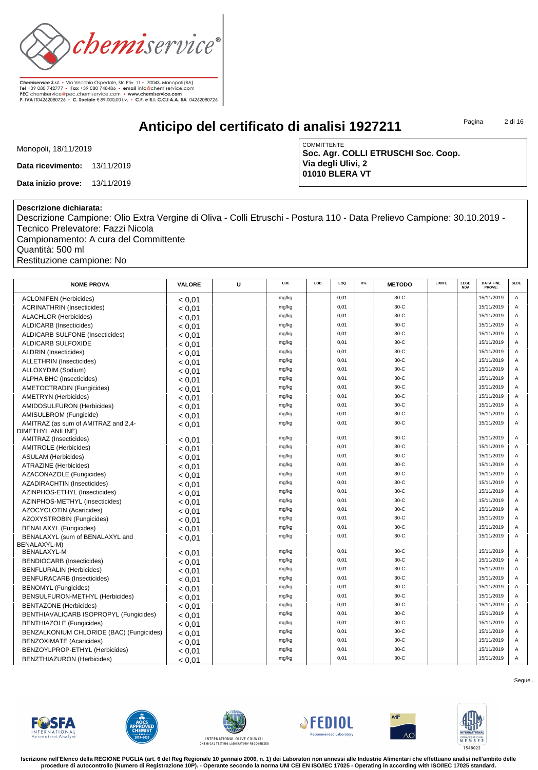Chemiservice S.r.l. • Via Vecchia Ospedale, Str. Priv. 11 • 70043, Monopoli (BA)
Tel +39 080 742777 • Fax +39 080 748486 • email info@chemiservice.com
PEC chemiservice@pec.chemiservice.com • www.chemiservice.com
P. IVA IT04262080726 • C. Sociale € 89.000,00 i.v. • C.F. e R.I. C.C.I.A.A. BA 04262080726

# Anticipo del certificato di analisi 1927211

Monopoli, 18/11/2019

**Data ricevimento:** 13/11/2019

**Data inizio prove:** 13/11/2019

COMMITTENTE
**Soc. Agr. COLLI ETRUSCHI Soc. Coop.**
**Via degli Ulivi, 2**
**01010 BLERA VT**

**Descrizione dichiarata:**
Descrizione Campione: Olio Extra Vergine di Oliva - Colli Etruschi - Postura 110 - Data Prelievo Campione: 30.10.2019 - Tecnico Prelevatore: Fazzi Nicola
Campionamento: A cura del Committente
Quantità: 500 ml
Restituzione campione: No

| NOME PROVA | VALORE | U | U.M. | LOD | LOQ | R% | METODO | LIMITE | LEGENDA | DATA FINE PROVE: | SEDE |
|---|---|---|---|---|---|---|---|---|---|---|---|
| ACLONIFEN (Herbicides) | < 0,01 | | mg/kg | | 0,01 | | 30-C | | | 15/11/2019 | A |
| ACRINATHRIN (Insecticides) | < 0,01 | | mg/kg | | 0,01 | | 30-C | | | 15/11/2019 | A |
| ALACHLOR (Herbicides) | < 0,01 | | mg/kg | | 0,01 | | 30-C | | | 15/11/2019 | A |
| ALDICARB (Insecticides) | < 0,01 | | mg/kg | | 0,01 | | 30-C | | | 15/11/2019 | A |
| ALDICARB SULFONE (Insecticides) | < 0,01 | | mg/kg | | 0,01 | | 30-C | | | 15/11/2019 | A |
| ALDICARB SULFOXIDE | < 0,01 | | mg/kg | | 0,01 | | 30-C | | | 15/11/2019 | A |
| ALDRIN (Insecticides) | < 0,01 | | mg/kg | | 0,01 | | 30-C | | | 15/11/2019 | A |
| ALLETHRIN (Insecticides) | < 0,01 | | mg/kg | | 0,01 | | 30-C | | | 15/11/2019 | A |
| ALLOXYDIM (Sodium) | < 0,01 | | mg/kg | | 0,01 | | 30-C | | | 15/11/2019 | A |
| ALPHA BHC (Insecticides) | < 0,01 | | mg/kg | | 0,01 | | 30-C | | | 15/11/2019 | A |
| AMETOCTRADIN (Fungicides) | < 0,01 | | mg/kg | | 0,01 | | 30-C | | | 15/11/2019 | A |
| AMETRYN (Herbicides) | < 0,01 | | mg/kg | | 0,01 | | 30-C | | | 15/11/2019 | A |
| AMIDOSULFURON (Herbicides) | < 0,01 | | mg/kg | | 0,01 | | 30-C | | | 15/11/2019 | A |
| AMISULBROM (Fungicide) | < 0,01 | | mg/kg | | 0,01 | | 30-C | | | 15/11/2019 | A |
| AMITRAZ (as sum of AMITRAZ and 2,4-DIMETHYL ANILINE) | < 0,01 | | mg/kg | | 0,01 | | 30-C | | | 15/11/2019 | A |
| AMITRAZ (Insecticides) | < 0,01 | | mg/kg | | 0,01 | | 30-C | | | 15/11/2019 | A |
| AMITROLE (Herbicides) | < 0,01 | | mg/kg | | 0,01 | | 30-C | | | 15/11/2019 | A |
| ASULAM (Herbicides) | < 0,01 | | mg/kg | | 0,01 | | 30-C | | | 15/11/2019 | A |
| ATRAZINE (Herbicides) | < 0,01 | | mg/kg | | 0,01 | | 30-C | | | 15/11/2019 | A |
| AZACONAZOLE (Fungicides) | < 0,01 | | mg/kg | | 0,01 | | 30-C | | | 15/11/2019 | A |
| AZADIRACHTIN (Insecticides) | < 0,01 | | mg/kg | | 0,01 | | 30-C | | | 15/11/2019 | A |
| AZINPHOS-ETHYL (Insecticides) | < 0,01 | | mg/kg | | 0,01 | | 30-C | | | 15/11/2019 | A |
| AZINPHOS-METHYL (Insecticides) | < 0,01 | | mg/kg | | 0,01 | | 30-C | | | 15/11/2019 | A |
| AZOCYCLOTIN (Acaricides) | < 0,01 | | mg/kg | | 0,01 | | 30-C | | | 15/11/2019 | A |
| AZOXYSTROBIN (Fungicides) | < 0,01 | | mg/kg | | 0,01 | | 30-C | | | 15/11/2019 | A |
| BENALAXYL (Fungicides) | < 0,01 | | mg/kg | | 0,01 | | 30-C | | | 15/11/2019 | A |
| BENALAXYL (sum of BENALAXYL and BENALAXYL-M) | < 0,01 | | mg/kg | | 0,01 | | 30-C | | | 15/11/2019 | A |
| BENALAXYL-M | < 0,01 | | mg/kg | | 0,01 | | 30-C | | | 15/11/2019 | A |
| BENDIOCARB (Insecticides) | < 0,01 | | mg/kg | | 0,01 | | 30-C | | | 15/11/2019 | A |
| BENFLURALIN (Herbicides) | < 0,01 | | mg/kg | | 0,01 | | 30-C | | | 15/11/2019 | A |
| BENFURACARB (Insecticides) | < 0,01 | | mg/kg | | 0,01 | | 30-C | | | 15/11/2019 | A |
| BENOMYL (Fungicides) | < 0,01 | | mg/kg | | 0,01 | | 30-C | | | 15/11/2019 | A |
| BENSULFURON-METHYL (Herbicides) | < 0,01 | | mg/kg | | 0,01 | | 30-C | | | 15/11/2019 | A |
| BENTAZONE (Herbicides) | < 0,01 | | mg/kg | | 0,01 | | 30-C | | | 15/11/2019 | A |
| BENTHIAVALICARB ISOPROPYL (Fungicides) | < 0,01 | | mg/kg | | 0,01 | | 30-C | | | 15/11/2019 | A |
| BENTHIAZOLE (Fungicides) | < 0,01 | | mg/kg | | 0,01 | | 30-C | | | 15/11/2019 | A |
| BENZALKONIUM CHLORIDE (BAC) (Fungicides) | < 0,01 | | mg/kg | | 0,01 | | 30-C | | | 15/11/2019 | A |
| BENZOXIMATE (Acaricides) | < 0,01 | | mg/kg | | 0,01 | | 30-C | | | 15/11/2019 | A |
| BENZOYLPROP-ETHYL (Herbicides) | < 0,01 | | mg/kg | | 0,01 | | 30-C | | | 15/11/2019 | A |
| BENZTHIAZURON (Herbicides) | < 0,01 | | mg/kg | | 0,01 | | 30-C | | | 15/11/2019 | A |

Segue...

Iscrizione nell'Elenco della REGIONE PUGLIA (art. 6 del Reg Regionale 10 gennaio 2006, n. 1) dei Laboratori non annessi alle Industrie Alimentari che effettuano analisi nell'ambito delle procedure di autocontrollo (Numero di Registrazione 10P). - Operante secondo la norma UNI CEI EN ISO/IEC 17025 - Operating in according with ISO/IEC 17025 standard.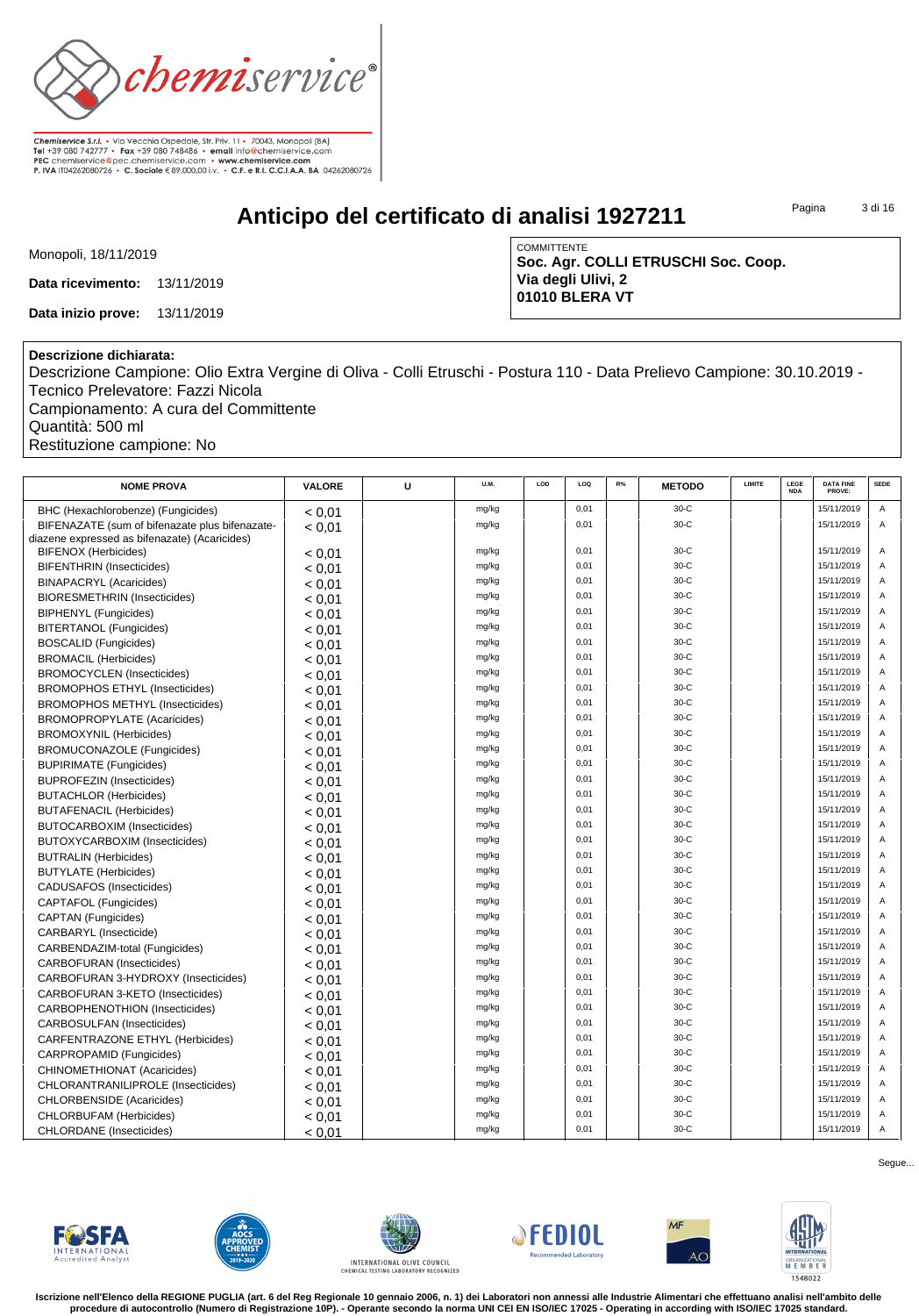Chemiservice S.r.l. • Via Vecchia Ospedale, Str. Priv. 11 • 70043, Monopoli (BA)
Tel +39 080 742777 • Fax +39 080 748486 • email info@chemiservice.com
PEC chemiservice@pec.chemiservice.com • www.chemiservice.com
P. IVA IT04262080726 • C. Sociale € 89.000,00 i.v. • C.F. e R.I. C.C.I.A.A. BA 04262080726

# Anticipo del certificato di analisi 1927211

Monopoli, 18/11/2019

**Data ricevimento:** 13/11/2019

**Data inizio prove:** 13/11/2019

COMMITTENTE
**Soc. Agr. COLLI ETRUSCHI Soc. Coop.**
**Via degli Ulivi, 2**
**01010 BLERA VT**

**Descrizione dichiarata:**
Descrizione Campione: Olio Extra Vergine di Oliva - Colli Etruschi - Postura 110 - Data Prelievo Campione: 30.10.2019 - Tecnico Prelevatore: Fazzi Nicola
Campionamento: A cura del Committente
Quantità: 500 ml
Restituzione campione: No

| NOME PROVA | VALORE | U | U.M. | LOD | LOQ | R% | METODO | LIMITE | LEGENDA | DATA FINE PROVE: | SEDE |
|---|---|---|---|---|---|---|---|---|---|---|---|
| BHC (Hexachlorobenzene) (Fungicides) | < 0,01 | | mg/kg | | 0,01 | | 30-C | | | 15/11/2019 | A |
| BIFENAZATE (sum of bifenazate plus bifenazate-diazene expressed as bifenazate) (Acaricides) | < 0,01 | | mg/kg | | 0,01 | | 30-C | | | 15/11/2019 | A |
| BIFENOX (Herbicides) | < 0,01 | | mg/kg | | 0,01 | | 30-C | | | 15/11/2019 | A |
| BIFENTHRIN (Insecticides) | < 0,01 | | mg/kg | | 0,01 | | 30-C | | | 15/11/2019 | A |
| BINAPACRYL (Acaricides) | < 0,01 | | mg/kg | | 0,01 | | 30-C | | | 15/11/2019 | A |
| BIORESMETHRIN (Insecticides) | < 0,01 | | mg/kg | | 0,01 | | 30-C | | | 15/11/2019 | A |
| BIPHENYL (Fungicides) | < 0,01 | | mg/kg | | 0,01 | | 30-C | | | 15/11/2019 | A |
| BITERTANOL (Fungicides) | < 0,01 | | mg/kg | | 0,01 | | 30-C | | | 15/11/2019 | A |
| BOSCALID (Fungicides) | < 0,01 | | mg/kg | | 0,01 | | 30-C | | | 15/11/2019 | A |
| BROMACIL (Herbicides) | < 0,01 | | mg/kg | | 0,01 | | 30-C | | | 15/11/2019 | A |
| BROMOCYCLEN (Insecticides) | < 0,01 | | mg/kg | | 0,01 | | 30-C | | | 15/11/2019 | A |
| BROMOPHOS ETHYL (Insecticides) | < 0,01 | | mg/kg | | 0,01 | | 30-C | | | 15/11/2019 | A |
| BROMOPHOS METHYL (Insecticides) | < 0,01 | | mg/kg | | 0,01 | | 30-C | | | 15/11/2019 | A |
| BROMOPROPYLATE (Acaricides) | < 0,01 | | mg/kg | | 0,01 | | 30-C | | | 15/11/2019 | A |
| BROMOXYNIL (Herbicides) | < 0,01 | | mg/kg | | 0,01 | | 30-C | | | 15/11/2019 | A |
| BROMUCONAZOLE (Fungicides) | < 0,01 | | mg/kg | | 0,01 | | 30-C | | | 15/11/2019 | A |
| BUPIRIMATE (Fungicides) | < 0,01 | | mg/kg | | 0,01 | | 30-C | | | 15/11/2019 | A |
| BUPROFEZIN (Insecticides) | < 0,01 | | mg/kg | | 0,01 | | 30-C | | | 15/11/2019 | A |
| BUTACHLOR (Herbicides) | < 0,01 | | mg/kg | | 0,01 | | 30-C | | | 15/11/2019 | A |
| BUTAFENACIL (Herbicides) | < 0,01 | | mg/kg | | 0,01 | | 30-C | | | 15/11/2019 | A |
| BUTOCARBOXIM (Insecticides) | < 0,01 | | mg/kg | | 0,01 | | 30-C | | | 15/11/2019 | A |
| BUTOXYCARBOXIM (Insecticides) | < 0,01 | | mg/kg | | 0,01 | | 30-C | | | 15/11/2019 | A |
| BUTRALIN (Herbicides) | < 0,01 | | mg/kg | | 0,01 | | 30-C | | | 15/11/2019 | A |
| BUTYLATE (Herbicides) | < 0,01 | | mg/kg | | 0,01 | | 30-C | | | 15/11/2019 | A |
| CADUSAFOS (Insecticides) | < 0,01 | | mg/kg | | 0,01 | | 30-C | | | 15/11/2019 | A |
| CAPTAFOL (Fungicides) | < 0,01 | | mg/kg | | 0,01 | | 30-C | | | 15/11/2019 | A |
| CAPTAN (Fungicides) | < 0,01 | | mg/kg | | 0,01 | | 30-C | | | 15/11/2019 | A |
| CARBARYL (Insecticide) | < 0,01 | | mg/kg | | 0,01 | | 30-C | | | 15/11/2019 | A |
| CARBENDAZIM-total (Fungicides) | < 0,01 | | mg/kg | | 0,01 | | 30-C | | | 15/11/2019 | A |
| CARBOFURAN (Insecticides) | < 0,01 | | mg/kg | | 0,01 | | 30-C | | | 15/11/2019 | A |
| CARBOFURAN 3-HYDROXY (Insecticides) | < 0,01 | | mg/kg | | 0,01 | | 30-C | | | 15/11/2019 | A |
| CARBOFURAN 3-KETO (Insecticides) | < 0,01 | | mg/kg | | 0,01 | | 30-C | | | 15/11/2019 | A |
| CARBOPHENOTHION (Insecticides) | < 0,01 | | mg/kg | | 0,01 | | 30-C | | | 15/11/2019 | A |
| CARBOSULFAN (Insecticides) | < 0,01 | | mg/kg | | 0,01 | | 30-C | | | 15/11/2019 | A |
| CARFENTRAZONE ETHYL (Herbicides) | < 0,01 | | mg/kg | | 0,01 | | 30-C | | | 15/11/2019 | A |
| CARPROPAMID (Fungicides) | < 0,01 | | mg/kg | | 0,01 | | 30-C | | | 15/11/2019 | A |
| CHINOMETHIONAT (Acaricides) | < 0,01 | | mg/kg | | 0,01 | | 30-C | | | 15/11/2019 | A |
| CHLORANTRANILIPROLE (Insecticides) | < 0,01 | | mg/kg | | 0,01 | | 30-C | | | 15/11/2019 | A |
| CHLORBENSIDE (Acaricides) | < 0,01 | | mg/kg | | 0,01 | | 30-C | | | 15/11/2019 | A |
| CHLORBUFAM (Herbicides) | < 0,01 | | mg/kg | | 0,01 | | 30-C | | | 15/11/2019 | A |
| CHLORDANE (Insecticides) | < 0,01 | | mg/kg | | 0,01 | | 30-C | | | 15/11/2019 | A |

Segue...

Iscrizione nell'Elenco della REGIONE PUGLIA (art. 6 del Reg Regionale 10 gennaio 2006, n. 1) dei Laboratori non annessi alle Industrie Alimentari che effettuano analisi nell'ambito delle procedure di autocontrollo (Numero di Registrazione 10P). - Operante secondo la norma UNI CEI EN ISO/IEC 17025 - Operating in according with ISO/IEC 17025 standard.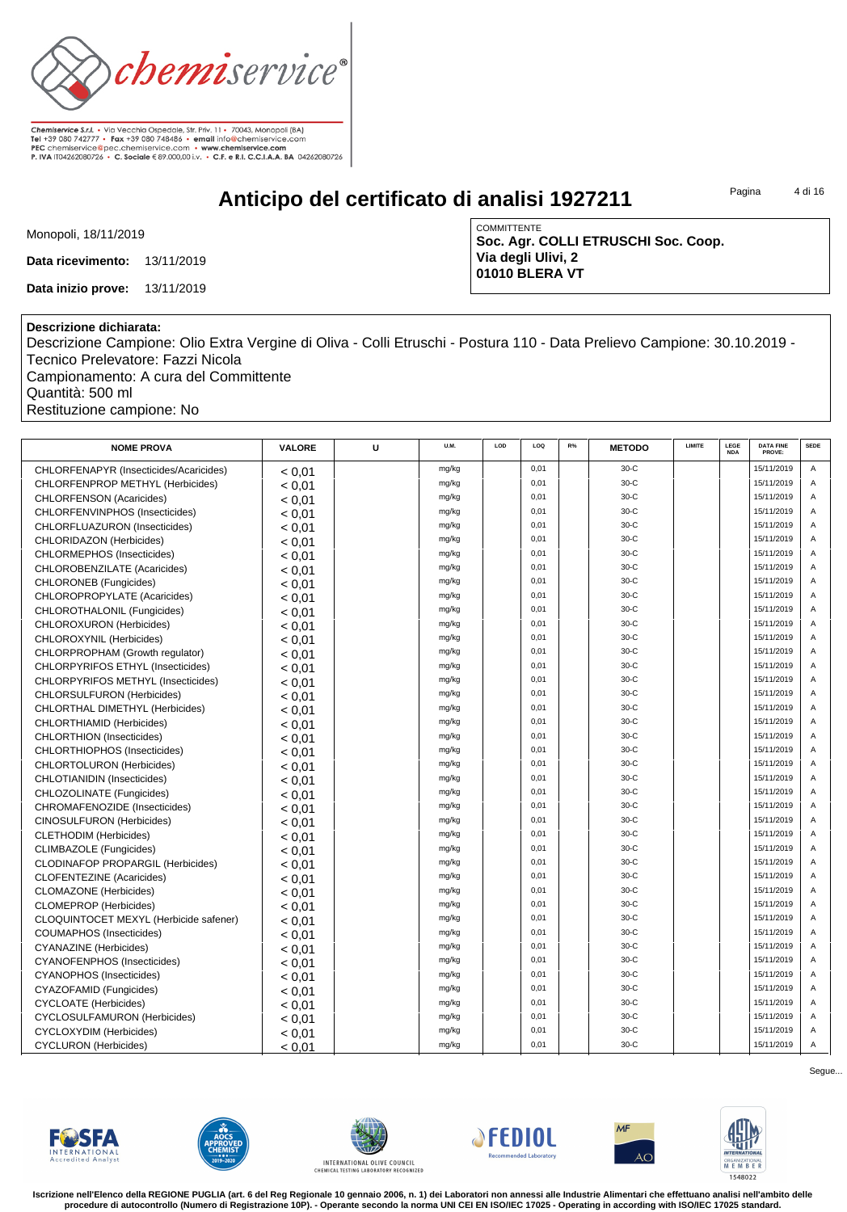Chemiservice S.r.l. • Via Vecchia Ospedale, Str. Priv. 11 • 70043, Monopoli (BA)
Tel +39 080 742777 • Fax +39 080 748486 • email info@chemiservice.com
PEC chemiservice@pec.chemiservice.com • www.chemiservice.com
P. IVA IT04262080726 • C. Sociale € 89.000,00 i.v. • C.F. e R.I. C.C.I.A.A. BA 04262080726

# Anticipo del certificato di analisi 1927211

Monopoli, 18/11/2019

**Data ricevimento:** 13/11/2019

**Data inizio prove:** 13/11/2019

COMMITTENTE
**Soc. Agr. COLLI ETRUSCHI Soc. Coop.**
**Via degli Ulivi, 2**
**01010 BLERA VT**

**Descrizione dichiarata:**
Descrizione Campione: Olio Extra Vergine di Oliva - Colli Etruschi - Postura 110 - Data Prelievo Campione: 30.10.2019 - Tecnico Prelevatore: Fazzi Nicola
Campionamento: A cura del Committente
Quantità: 500 ml
Restituzione campione: No

| NOME PROVA | VALORE | U | U.M. | LOD | LOQ | R% | METODO | LIMITE | LEGE NDA | DATA FINE PROVE: | SEDE |
|---|---|---|---|---|---|---|---|---|---|---|---|
| CHLORFENAPYR (Insecticides/Acaricides) | < 0,01 | | mg/kg | | 0,01 | | 30-C | | | 15/11/2019 | A |
| CHLORFENPROP METHYL (Herbicides) | < 0,01 | | mg/kg | | 0,01 | | 30-C | | | 15/11/2019 | A |
| CHLORFENSON (Acaricides) | < 0,01 | | mg/kg | | 0,01 | | 30-C | | | 15/11/2019 | A |
| CHLORFENVINPHOS (Insecticides) | < 0,01 | | mg/kg | | 0,01 | | 30-C | | | 15/11/2019 | A |
| CHLORFLUAZURON (Insecticides) | < 0,01 | | mg/kg | | 0,01 | | 30-C | | | 15/11/2019 | A |
| CHLORIDAZON (Herbicides) | < 0,01 | | mg/kg | | 0,01 | | 30-C | | | 15/11/2019 | A |
| CHLORMEPHOS (Insecticides) | < 0,01 | | mg/kg | | 0,01 | | 30-C | | | 15/11/2019 | A |
| CHLOROBENZILATE (Acaricides) | < 0,01 | | mg/kg | | 0,01 | | 30-C | | | 15/11/2019 | A |
| CHLORONEB (Fungicides) | < 0,01 | | mg/kg | | 0,01 | | 30-C | | | 15/11/2019 | A |
| CHLOROPROPYLATE (Acaricides) | < 0,01 | | mg/kg | | 0,01 | | 30-C | | | 15/11/2019 | A |
| CHLOROTHALONIL (Fungicides) | < 0,01 | | mg/kg | | 0,01 | | 30-C | | | 15/11/2019 | A |
| CHLOROXURON (Herbicides) | < 0,01 | | mg/kg | | 0,01 | | 30-C | | | 15/11/2019 | A |
| CHLOROXYNIL (Herbicides) | < 0,01 | | mg/kg | | 0,01 | | 30-C | | | 15/11/2019 | A |
| CHLORPROPHAM (Growth regulator) | < 0,01 | | mg/kg | | 0,01 | | 30-C | | | 15/11/2019 | A |
| CHLORPYRIFOS ETHYL (Insecticides) | < 0,01 | | mg/kg | | 0,01 | | 30-C | | | 15/11/2019 | A |
| CHLORPYRIFOS METHYL (Insecticides) | < 0,01 | | mg/kg | | 0,01 | | 30-C | | | 15/11/2019 | A |
| CHLORSULFURON (Herbicides) | < 0,01 | | mg/kg | | 0,01 | | 30-C | | | 15/11/2019 | A |
| CHLORTHAL DIMETHYL (Herbicides) | < 0,01 | | mg/kg | | 0,01 | | 30-C | | | 15/11/2019 | A |
| CHLORTHIAMID (Herbicides) | < 0,01 | | mg/kg | | 0,01 | | 30-C | | | 15/11/2019 | A |
| CHLORTHION (Insecticides) | < 0,01 | | mg/kg | | 0,01 | | 30-C | | | 15/11/2019 | A |
| CHLORTHIOPHOS (Insecticides) | < 0,01 | | mg/kg | | 0,01 | | 30-C | | | 15/11/2019 | A |
| CHLORTOLURON (Herbicides) | < 0,01 | | mg/kg | | 0,01 | | 30-C | | | 15/11/2019 | A |
| CHLOTIANIDIN (Insecticides) | < 0,01 | | mg/kg | | 0,01 | | 30-C | | | 15/11/2019 | A |
| CHLOZOLINATE (Fungicides) | < 0,01 | | mg/kg | | 0,01 | | 30-C | | | 15/11/2019 | A |
| CHROMAFENOZIDE (Insecticides) | < 0,01 | | mg/kg | | 0,01 | | 30-C | | | 15/11/2019 | A |
| CINOSULFURON (Herbicides) | < 0,01 | | mg/kg | | 0,01 | | 30-C | | | 15/11/2019 | A |
| CLETHODIM (Herbicides) | < 0,01 | | mg/kg | | 0,01 | | 30-C | | | 15/11/2019 | A |
| CLIMBAZOLE (Fungicides) | < 0,01 | | mg/kg | | 0,01 | | 30-C | | | 15/11/2019 | A |
| CLODINAFOP PROPARGIL (Herbicides) | < 0,01 | | mg/kg | | 0,01 | | 30-C | | | 15/11/2019 | A |
| CLOFENTEZINE (Acaricides) | < 0,01 | | mg/kg | | 0,01 | | 30-C | | | 15/11/2019 | A |
| CLOMAZONE (Herbicides) | < 0,01 | | mg/kg | | 0,01 | | 30-C | | | 15/11/2019 | A |
| CLOMEPROP (Herbicides) | < 0,01 | | mg/kg | | 0,01 | | 30-C | | | 15/11/2019 | A |
| CLOQUINTOCET MEXYL (Herbicide safener) | < 0,01 | | mg/kg | | 0,01 | | 30-C | | | 15/11/2019 | A |
| COUMAPHOS (Insecticides) | < 0,01 | | mg/kg | | 0,01 | | 30-C | | | 15/11/2019 | A |
| CYANAZINE (Herbicides) | < 0,01 | | mg/kg | | 0,01 | | 30-C | | | 15/11/2019 | A |
| CYANOFENPHOS (Insecticides) | < 0,01 | | mg/kg | | 0,01 | | 30-C | | | 15/11/2019 | A |
| CYANOPHOS (Insecticides) | < 0,01 | | mg/kg | | 0,01 | | 30-C | | | 15/11/2019 | A |
| CYAZOFAMID (Fungicides) | < 0,01 | | mg/kg | | 0,01 | | 30-C | | | 15/11/2019 | A |
| CYCLOATE (Herbicides) | < 0,01 | | mg/kg | | 0,01 | | 30-C | | | 15/11/2019 | A |
| CYCLOSULFAMURON (Herbicides) | < 0,01 | | mg/kg | | 0,01 | | 30-C | | | 15/11/2019 | A |
| CYCLOXYDIM (Herbicides) | < 0,01 | | mg/kg | | 0,01 | | 30-C | | | 15/11/2019 | A |
| CYCLURON (Herbicides) | < 0,01 | | mg/kg | | 0,01 | | 30-C | | | 15/11/2019 | A |

Segue...

**Iscrizione nell'Elenco della REGIONE PUGLIA (art. 6 del Reg Regionale 10 gennaio 2006, n. 1) dei Laboratori non annessi alle Industrie Alimentari che effettuano analisi nell'ambito delle procedure di autocontrollo (Numero di Registrazione 10P). - Operante secondo la norma UNI CEI EN ISO/IEC 17025 - Operating in according with ISO/IEC 17025 standard.**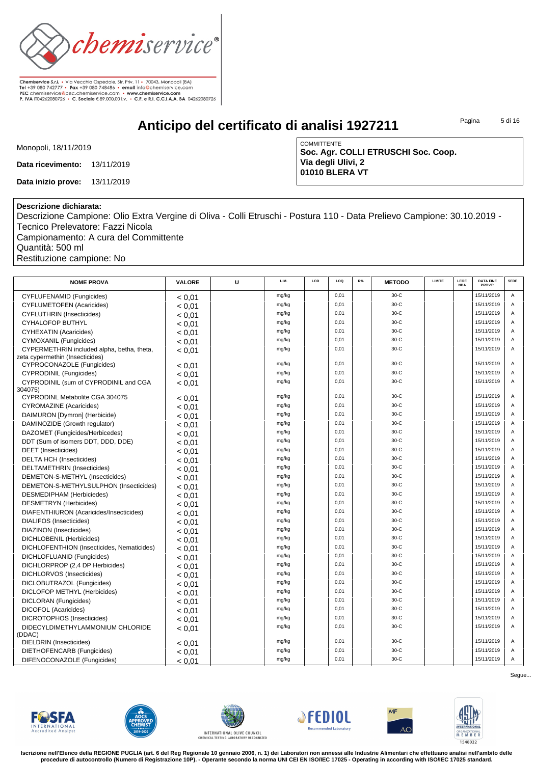Chemiservice S.r.l. • Via Vecchia Ospedale, Str. Priv. 11 • 70043, Monopoli (BA)
Tel +39 080 742777 • Fax +39 080 748486 • email info@chemiservice.com
PEC chemiservice@pec.chemiservice.com • www.chemiservice.com
P. IVA IT04262080726 • C. Sociale € 89.000,00 i.v. • C.F. e R.I. C.C.I.A.A. BA 04262080726

# Anticipo del certificato di analisi 1927211

Monopoli, 18/11/2019

**Data ricevimento:** 13/11/2019

**Data inizio prove:** 13/11/2019

COMMITTENTE
**Soc. Agr. COLLI ETRUSCHI Soc. Coop.**
**Via degli Ulivi, 2**
**01010 BLERA VT**

**Descrizione dichiarata:**
Descrizione Campione: Olio Extra Vergine di Oliva - Colli Etruschi - Postura 110 - Data Prelievo Campione: 30.10.2019 - Tecnico Prelevatore: Fazzi Nicola
Campionamento: A cura del Committente
Quantità: 500 ml
Restituzione campione: No

| NOME PROVA | VALORE | U | U.M. | LOD | LOQ | R% | METODO | LIMITE | LEGENDA | DATA FINE PROVE: | SEDE |
|---|---|---|---|---|---|---|---|---|---|---|---|
| CYFLUFENAMID (Fungicides) | < 0,01 | | mg/kg | | 0,01 | | 30-C | | | 15/11/2019 | A |
| CYFLUMETOFEN (Acaricides) | < 0,01 | | mg/kg | | 0,01 | | 30-C | | | 15/11/2019 | A |
| CYFLUTHRIN (Insecticides) | < 0,01 | | mg/kg | | 0,01 | | 30-C | | | 15/11/2019 | A |
| CYHALOFOP BUTHYL | < 0,01 | | mg/kg | | 0,01 | | 30-C | | | 15/11/2019 | A |
| CYHEXATIN (Acaricides) | < 0,01 | | mg/kg | | 0,01 | | 30-C | | | 15/11/2019 | A |
| CYMOXANIL (Fungicides) | < 0,01 | | mg/kg | | 0,01 | | 30-C | | | 15/11/2019 | A |
| CYPERMETHRIN included alpha, betha, theta, zeta cypermethin (Insecticides) | < 0,01 | | mg/kg | | 0,01 | | 30-C | | | 15/11/2019 | A |
| CYPROCONAZOLE (Fungicides) | < 0,01 | | mg/kg | | 0,01 | | 30-C | | | 15/11/2019 | A |
| CYPRODINIL (Fungicides) | < 0,01 | | mg/kg | | 0,01 | | 30-C | | | 15/11/2019 | A |
| CYPRODINIL (sum of CYPRODINIL and CGA 304075) | < 0,01 | | mg/kg | | 0,01 | | 30-C | | | 15/11/2019 | A |
| CYPRODINL Metabolite CGA 304075 | < 0,01 | | mg/kg | | 0,01 | | 30-C | | | 15/11/2019 | A |
| CYROMAZINE (Acaricides) | < 0,01 | | mg/kg | | 0,01 | | 30-C | | | 15/11/2019 | A |
| DAIMURON [Dymron] (Herbicide) | < 0,01 | | mg/kg | | 0,01 | | 30-C | | | 15/11/2019 | A |
| DAMINOZIDE (Growth regulator) | < 0,01 | | mg/kg | | 0,01 | | 30-C | | | 15/11/2019 | A |
| DAZOMET (Fungicides/Herbicedes) | < 0,01 | | mg/kg | | 0,01 | | 30-C | | | 15/11/2019 | A |
| DDT (Sum of isomers DDT, DDD, DDE) | < 0,01 | | mg/kg | | 0,01 | | 30-C | | | 15/11/2019 | A |
| DEET (Insecticides) | < 0,01 | | mg/kg | | 0,01 | | 30-C | | | 15/11/2019 | A |
| DELTA HCH (Insecticides) | < 0,01 | | mg/kg | | 0,01 | | 30-C | | | 15/11/2019 | A |
| DELTAMETHRIN (Insecticides) | < 0,01 | | mg/kg | | 0,01 | | 30-C | | | 15/11/2019 | A |
| DEMETON-S-METHYL (Insecticides) | < 0,01 | | mg/kg | | 0,01 | | 30-C | | | 15/11/2019 | A |
| DEMETON-S-METHYLSULPHON (Insecticides) | < 0,01 | | mg/kg | | 0,01 | | 30-C | | | 15/11/2019 | A |
| DESMEDIPHAM (Herbicedes) | < 0,01 | | mg/kg | | 0,01 | | 30-C | | | 15/11/2019 | A |
| DESMETRYN (Herbicides) | < 0,01 | | mg/kg | | 0,01 | | 30-C | | | 15/11/2019 | A |
| DIAFENTHIURON (Acaricides/Insecticides) | < 0,01 | | mg/kg | | 0,01 | | 30-C | | | 15/11/2019 | A |
| DIALIFOS (Insecticides) | < 0,01 | | mg/kg | | 0,01 | | 30-C | | | 15/11/2019 | A |
| DIAZINON (Insecticides) | < 0,01 | | mg/kg | | 0,01 | | 30-C | | | 15/11/2019 | A |
| DICHLOBENIL (Herbicides) | < 0,01 | | mg/kg | | 0,01 | | 30-C | | | 15/11/2019 | A |
| DICHLOFENTHION (Insecticides, Nematicides) | < 0,01 | | mg/kg | | 0,01 | | 30-C | | | 15/11/2019 | A |
| DICHLOFLUANID (Fungicides) | < 0,01 | | mg/kg | | 0,01 | | 30-C | | | 15/11/2019 | A |
| DICHLORPROP (2,4 DP Herbicides) | < 0,01 | | mg/kg | | 0,01 | | 30-C | | | 15/11/2019 | A |
| DICHLORVOS (Insecticides) | < 0,01 | | mg/kg | | 0,01 | | 30-C | | | 15/11/2019 | A |
| DICLOBUTRAZOL (Fungicides) | < 0,01 | | mg/kg | | 0,01 | | 30-C | | | 15/11/2019 | A |
| DICLOFOP METHYL (Herbicides) | < 0,01 | | mg/kg | | 0,01 | | 30-C | | | 15/11/2019 | A |
| DICLORAN (Fungicides) | < 0,01 | | mg/kg | | 0,01 | | 30-C | | | 15/11/2019 | A |
| DICOFOL (Acaricides) | < 0,01 | | mg/kg | | 0,01 | | 30-C | | | 15/11/2019 | A |
| DICROTOPHOS (Insecticides) | < 0,01 | | mg/kg | | 0,01 | | 30-C | | | 15/11/2019 | A |
| DIDECYLDIMETHYLAMMONIUM CHLORIDE (DDAC) | < 0,01 | | mg/kg | | 0,01 | | 30-C | | | 15/11/2019 | A |
| DIELDRIN (Insecticides) | < 0,01 | | mg/kg | | 0,01 | | 30-C | | | 15/11/2019 | A |
| DIETHOFENCARB (Fungicides) | < 0,01 | | mg/kg | | 0,01 | | 30-C | | | 15/11/2019 | A |
| DIFENOCONAZOLE (Fungicides) | < 0,01 | | mg/kg | | 0,01 | | 30-C | | | 15/11/2019 | A |

Segue...

Iscrizione nell'Elenco della REGIONE PUGLIA (art. 6 del Reg Regionale 10 gennaio 2006, n. 1) dei Laboratori non annessi alle Industrie Alimentari che effettuano analisi nell'ambito delle procedure di autocontrollo (Numero di Registrazione 10P). - Operante secondo la norma UNI CEI EN ISO/IEC 17025 - Operating in according with ISO/IEC 17025 standard.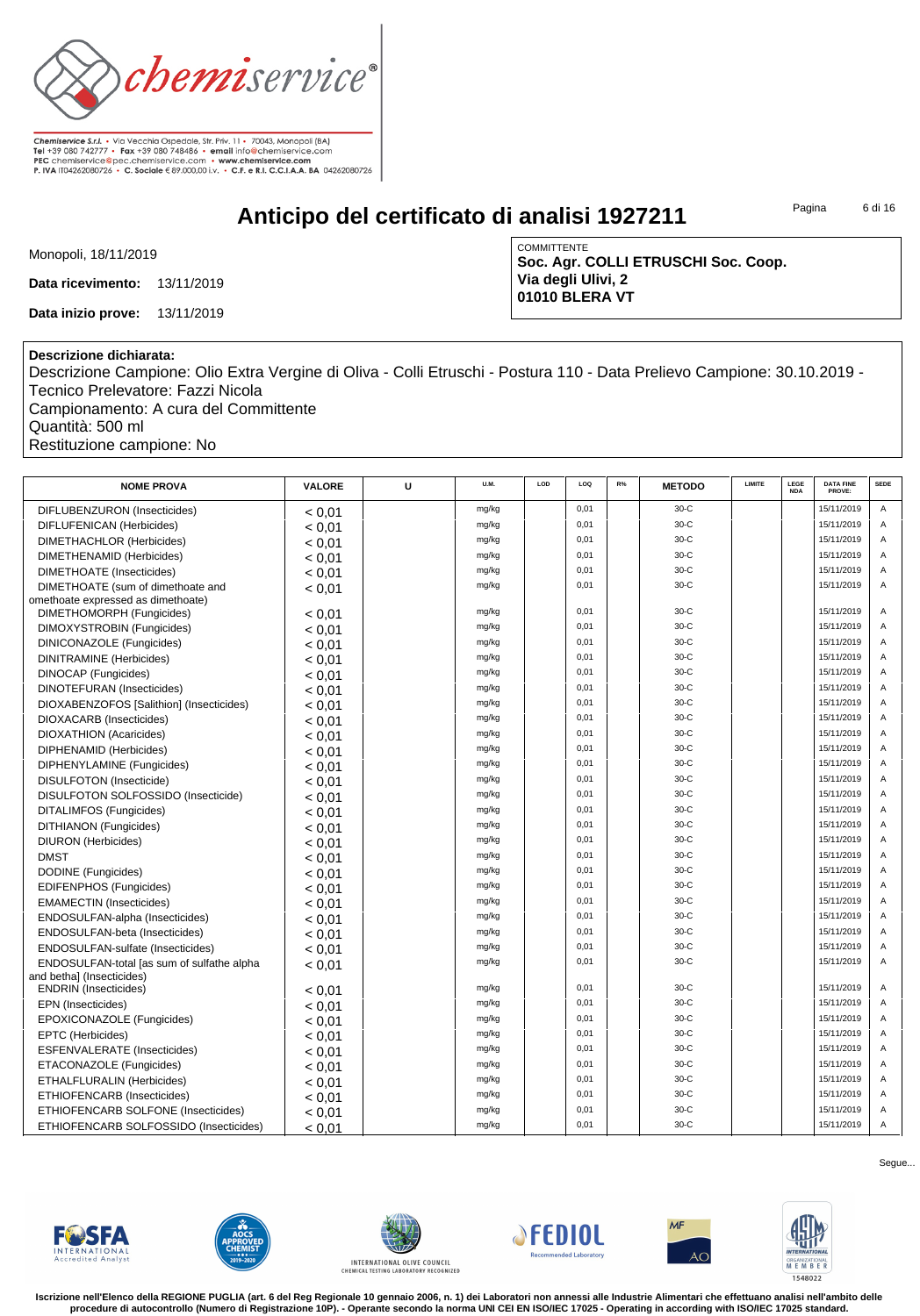Chemiservice S.r.l. • Via Vecchia Ospedale, Str. Priv. 11 • 70043, Monopoli (BA)
Tel +39 080 742777 • Fax +39 080 748486 • email info@chemiservice.com
PEC chemiservice@pec.chemiservice.com • www.chemiservice.com
P. IVA IT04262080726 • C. Sociale € 89.000,00 i.v. • C.F. e R.I. C.C.I.A.A. BA 04262080726

# Anticipo del certificato di analisi 1927211

Monopoli, 18/11/2019

**Data ricevimento:** 13/11/2019

**Data inizio prove:** 13/11/2019

COMMITTENTE
**Soc. Agr. COLLI ETRUSCHI Soc. Coop.**
**Via degli Ulivi, 2**
**01010 BLERA VT**

**Descrizione dichiarata:**
Descrizione Campione: Olio Extra Vergine di Oliva - Colli Etruschi - Postura 110 - Data Prelievo Campione: 30.10.2019 - Tecnico Prelevatore: Fazzi Nicola
Campionamento: A cura del Committente
Quantità: 500 ml
Restituzione campione: No

| NOME PROVA | VALORE | U | U.M. | LOD | LOQ | R% | METODO | LIMITE | LEGE NDA | DATA FINE PROVE: | SEDE |
|---|---|---|---|---|---|---|---|---|---|---|---|
| DIFLUBENZURON (Insecticides) | < 0,01 | | mg/kg | | 0,01 | | 30-C | | | 15/11/2019 | A |
| DIFLUFENICAN (Herbicides) | < 0,01 | | mg/kg | | 0,01 | | 30-C | | | 15/11/2019 | A |
| DIMETHACHLOR (Herbicides) | < 0,01 | | mg/kg | | 0,01 | | 30-C | | | 15/11/2019 | A |
| DIMETHENAMID (Herbicides) | < 0,01 | | mg/kg | | 0,01 | | 30-C | | | 15/11/2019 | A |
| DIMETHOATE (Insecticides) | < 0,01 | | mg/kg | | 0,01 | | 30-C | | | 15/11/2019 | A |
| DIMETHOATE (sum of dimethoate and omethoate expressed as dimethoate) | < 0,01 | | mg/kg | | 0,01 | | 30-C | | | 15/11/2019 | A |
| DIMETHOMORPH (Fungicides) | < 0,01 | | mg/kg | | 0,01 | | 30-C | | | 15/11/2019 | A |
| DIMOXYSTROBIN (Fungicides) | < 0,01 | | mg/kg | | 0,01 | | 30-C | | | 15/11/2019 | A |
| DINICONAZOLE (Fungicides) | < 0,01 | | mg/kg | | 0,01 | | 30-C | | | 15/11/2019 | A |
| DINITRAMINE (Herbicides) | < 0,01 | | mg/kg | | 0,01 | | 30-C | | | 15/11/2019 | A |
| DINOCAP (Fungicides) | < 0,01 | | mg/kg | | 0,01 | | 30-C | | | 15/11/2019 | A |
| DINOTEFURAN (Insecticides) | < 0,01 | | mg/kg | | 0,01 | | 30-C | | | 15/11/2019 | A |
| DIOXABENZOFOS [Salithion] (Insecticides) | < 0,01 | | mg/kg | | 0,01 | | 30-C | | | 15/11/2019 | A |
| DIOXACARB (Insecticides) | < 0,01 | | mg/kg | | 0,01 | | 30-C | | | 15/11/2019 | A |
| DIOXATHION (Acaricides) | < 0,01 | | mg/kg | | 0,01 | | 30-C | | | 15/11/2019 | A |
| DIPHENAMID (Herbicides) | < 0,01 | | mg/kg | | 0,01 | | 30-C | | | 15/11/2019 | A |
| DIPHENYLAMINE (Fungicides) | < 0,01 | | mg/kg | | 0,01 | | 30-C | | | 15/11/2019 | A |
| DISULFOTON (Insecticide) | < 0,01 | | mg/kg | | 0,01 | | 30-C | | | 15/11/2019 | A |
| DISULFOTON SOLFOSSIDO (Insecticide) | < 0,01 | | mg/kg | | 0,01 | | 30-C | | | 15/11/2019 | A |
| DITALIMFOS (Fungicides) | < 0,01 | | mg/kg | | 0,01 | | 30-C | | | 15/11/2019 | A |
| DITHIANON (Fungicides) | < 0,01 | | mg/kg | | 0,01 | | 30-C | | | 15/11/2019 | A |
| DIURON (Herbicides) | < 0,01 | | mg/kg | | 0,01 | | 30-C | | | 15/11/2019 | A |
| DMST | < 0,01 | | mg/kg | | 0,01 | | 30-C | | | 15/11/2019 | A |
| DODINE (Fungicides) | < 0,01 | | mg/kg | | 0,01 | | 30-C | | | 15/11/2019 | A |
| EDIFENPHOS (Fungicides) | < 0,01 | | mg/kg | | 0,01 | | 30-C | | | 15/11/2019 | A |
| EMAMECTIN (Insecticides) | < 0,01 | | mg/kg | | 0,01 | | 30-C | | | 15/11/2019 | A |
| ENDOSULFAN-alpha (Insecticides) | < 0,01 | | mg/kg | | 0,01 | | 30-C | | | 15/11/2019 | A |
| ENDOSULFAN-beta (Insecticides) | < 0,01 | | mg/kg | | 0,01 | | 30-C | | | 15/11/2019 | A |
| ENDOSULFAN-sulfate (Insecticides) | < 0,01 | | mg/kg | | 0,01 | | 30-C | | | 15/11/2019 | A |
| ENDOSULFAN-total [as sum of sulfathe alpha and betha] (Insecticides) | < 0,01 | | mg/kg | | 0,01 | | 30-C | | | 15/11/2019 | A |
| ENDRIN (Insecticides) | < 0,01 | | mg/kg | | 0,01 | | 30-C | | | 15/11/2019 | A |
| EPN (Insecticides) | < 0,01 | | mg/kg | | 0,01 | | 30-C | | | 15/11/2019 | A |
| EPOXICONAZOLE (Fungicides) | < 0,01 | | mg/kg | | 0,01 | | 30-C | | | 15/11/2019 | A |
| EPTC (Herbicides) | < 0,01 | | mg/kg | | 0,01 | | 30-C | | | 15/11/2019 | A |
| ESFENVALERATE (Insecticides) | < 0,01 | | mg/kg | | 0,01 | | 30-C | | | 15/11/2019 | A |
| ETACONAZOLE (Fungicides) | < 0,01 | | mg/kg | | 0,01 | | 30-C | | | 15/11/2019 | A |
| ETHALFLURALIN (Herbicides) | < 0,01 | | mg/kg | | 0,01 | | 30-C | | | 15/11/2019 | A |
| ETHIOFENCARB (Insecticides) | < 0,01 | | mg/kg | | 0,01 | | 30-C | | | 15/11/2019 | A |
| ETHIOFENCARB SOLFONE (Insecticides) | < 0,01 | | mg/kg | | 0,01 | | 30-C | | | 15/11/2019 | A |
| ETHIOFENCARB SOLFOSSIDO (Insecticides) | < 0,01 | | mg/kg | | 0,01 | | 30-C | | | 15/11/2019 | A |

Segue...

**Iscrizione nell'Elenco della REGIONE PUGLIA (art. 6 del Reg Regionale 10 gennaio 2006, n. 1) dei Laboratori non annessi alle Industrie Alimentari che effettuano analisi nell'ambito delle procedure di autocontrollo (Numero di Registrazione 10P). - Operante secondo la norma UNI CEI EN ISO/IEC 17025 - Operating in according with ISO/IEC 17025 standard.**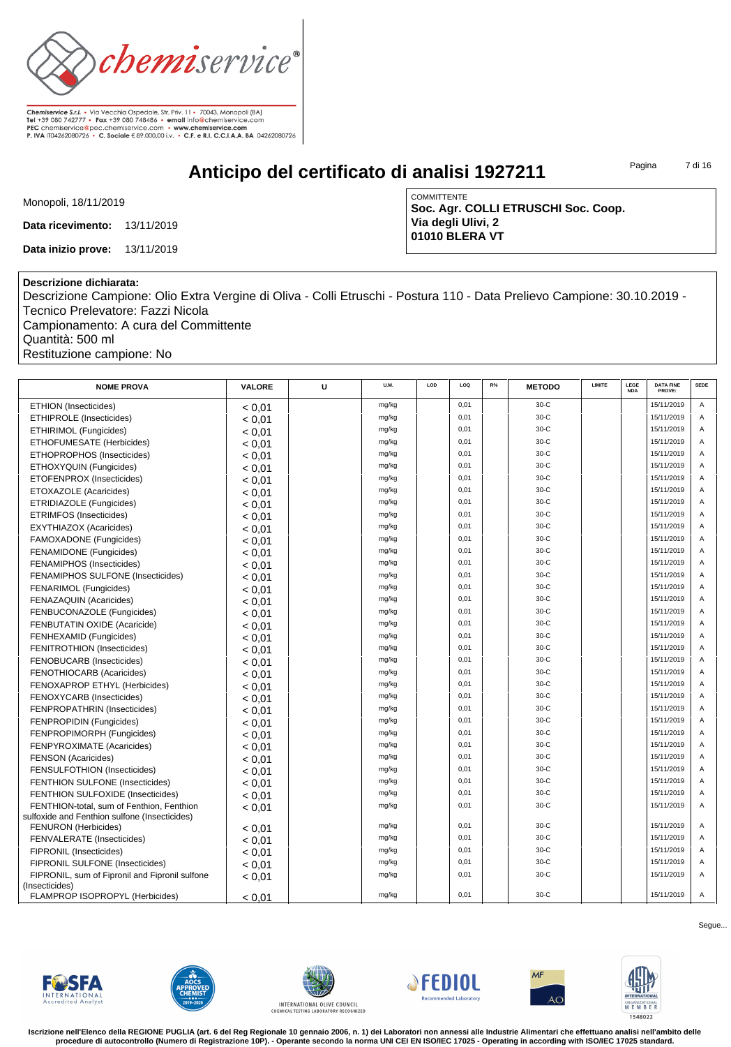Chemiservice S.r.l. • Via Vecchia Ospedale, Str. Priv. 11 • 70043, Monopoli (BA)
Tel +39 080 742777 • Fax +39 080 748486 • email info@chemiservice.com
PEC chemiservice@pec.chemiservice.com • www.chemiservice.com
P. IVA IT04262080726 • C. Sociale € 89.000,00 i.v. • C.F. e R.I. C.C.I.A.A. BA 04262080726

# Anticipo del certificato di analisi 1927211

Monopoli, 18/11/2019

**Data ricevimento:** 13/11/2019

**Data inizio prove:** 13/11/2019

COMMITTENTE
**Soc. Agr. COLLI ETRUSCHI Soc. Coop.**
**Via degli Ulivi, 2**
**01010 BLERA VT**

**Descrizione dichiarata:**
Descrizione Campione: Olio Extra Vergine di Oliva - Colli Etruschi - Postura 110 - Data Prelievo Campione: 30.10.2019 - Tecnico Prelevatore: Fazzi Nicola
Campionamento: A cura del Committente
Quantità: 500 ml
Restituzione campione: No

| NOME PROVA | VALORE | U | U.M. | LOD | LOQ | R% | METODO | LIMITE | LEGENDA | DATA FINE PROVE: | SEDE |
|---|---|---|---|---|---|---|---|---|---|---|---|
| ETHION (Insecticides) | < 0,01 | | mg/kg | | 0,01 | | 30-C | | | 15/11/2019 | A |
| ETHIPROLE (Insecticides) | < 0,01 | | mg/kg | | 0,01 | | 30-C | | | 15/11/2019 | A |
| ETHIRIMOL (Fungicides) | < 0,01 | | mg/kg | | 0,01 | | 30-C | | | 15/11/2019 | A |
| ETHOFUMESATE (Herbicides) | < 0,01 | | mg/kg | | 0,01 | | 30-C | | | 15/11/2019 | A |
| ETHOPROPHOS (Insecticides) | < 0,01 | | mg/kg | | 0,01 | | 30-C | | | 15/11/2019 | A |
| ETHOXYQUIN (Fungicides) | < 0,01 | | mg/kg | | 0,01 | | 30-C | | | 15/11/2019 | A |
| ETOFENPROX (Insecticides) | < 0,01 | | mg/kg | | 0,01 | | 30-C | | | 15/11/2019 | A |
| ETOXAZOLE (Acaricides) | < 0,01 | | mg/kg | | 0,01 | | 30-C | | | 15/11/2019 | A |
| ETRIDIAZOLE (Fungicides) | < 0,01 | | mg/kg | | 0,01 | | 30-C | | | 15/11/2019 | A |
| ETRIMFOS (Insecticides) | < 0,01 | | mg/kg | | 0,01 | | 30-C | | | 15/11/2019 | A |
| EXYTHIAZOX (Acaricides) | < 0,01 | | mg/kg | | 0,01 | | 30-C | | | 15/11/2019 | A |
| FAMOXADONE (Fungicides) | < 0,01 | | mg/kg | | 0,01 | | 30-C | | | 15/11/2019 | A |
| FENAMIDONE (Fungicides) | < 0,01 | | mg/kg | | 0,01 | | 30-C | | | 15/11/2019 | A |
| FENAMIPHOS (Insecticides) | < 0,01 | | mg/kg | | 0,01 | | 30-C | | | 15/11/2019 | A |
| FENAMIPHOS SULFONE (Insecticides) | < 0,01 | | mg/kg | | 0,01 | | 30-C | | | 15/11/2019 | A |
| FENARIMOL (Fungicides) | < 0,01 | | mg/kg | | 0,01 | | 30-C | | | 15/11/2019 | A |
| FENAZAQUIN (Acaricides) | < 0,01 | | mg/kg | | 0,01 | | 30-C | | | 15/11/2019 | A |
| FENBUCONAZOLE (Fungicides) | < 0,01 | | mg/kg | | 0,01 | | 30-C | | | 15/11/2019 | A |
| FENBUTATIN OXIDE (Acaricide) | < 0,01 | | mg/kg | | 0,01 | | 30-C | | | 15/11/2019 | A |
| FENHEXAMID (Fungicides) | < 0,01 | | mg/kg | | 0,01 | | 30-C | | | 15/11/2019 | A |
| FENITROTHION (Insecticides) | < 0,01 | | mg/kg | | 0,01 | | 30-C | | | 15/11/2019 | A |
| FENOBUCARB (Insecticides) | < 0,01 | | mg/kg | | 0,01 | | 30-C | | | 15/11/2019 | A |
| FENOTHIOCARB (Acaricides) | < 0,01 | | mg/kg | | 0,01 | | 30-C | | | 15/11/2019 | A |
| FENOXAPROP ETHYL (Herbicides) | < 0,01 | | mg/kg | | 0,01 | | 30-C | | | 15/11/2019 | A |
| FENOXYCARB (Insecticides) | < 0,01 | | mg/kg | | 0,01 | | 30-C | | | 15/11/2019 | A |
| FENPROPATHRIN (Insecticides) | < 0,01 | | mg/kg | | 0,01 | | 30-C | | | 15/11/2019 | A |
| FENPROPIDIN (Fungicides) | < 0,01 | | mg/kg | | 0,01 | | 30-C | | | 15/11/2019 | A |
| FENPROPIMORPH (Fungicides) | < 0,01 | | mg/kg | | 0,01 | | 30-C | | | 15/11/2019 | A |
| FENPYROXIMATE (Acaricides) | < 0,01 | | mg/kg | | 0,01 | | 30-C | | | 15/11/2019 | A |
| FENSON (Acaricides) | < 0,01 | | mg/kg | | 0,01 | | 30-C | | | 15/11/2019 | A |
| FENSULFOTHION (Insecticides) | < 0,01 | | mg/kg | | 0,01 | | 30-C | | | 15/11/2019 | A |
| FENTHION SULFONE (Insecticides) | < 0,01 | | mg/kg | | 0,01 | | 30-C | | | 15/11/2019 | A |
| FENTHION SULFOXIDE (Insecticides) | < 0,01 | | mg/kg | | 0,01 | | 30-C | | | 15/11/2019 | A |
| FENTHION-total, sum of Fenthion, Fenthion sulfoxide and Fenthion sulfone (Insecticides) | < 0,01 | | mg/kg | | 0,01 | | 30-C | | | 15/11/2019 | A |
| FENURON (Herbicides) | < 0,01 | | mg/kg | | 0,01 | | 30-C | | | 15/11/2019 | A |
| FENVALERATE (Insecticides) | < 0,01 | | mg/kg | | 0,01 | | 30-C | | | 15/11/2019 | A |
| FIPRONIL (Insecticides) | < 0,01 | | mg/kg | | 0,01 | | 30-C | | | 15/11/2019 | A |
| FIPRONIL SULFONE (Insecticides) | < 0,01 | | mg/kg | | 0,01 | | 30-C | | | 15/11/2019 | A |
| FIPRONIL, sum of Fipronil and Fipronil sulfone (Insecticides) | < 0,01 | | mg/kg | | 0,01 | | 30-C | | | 15/11/2019 | A |
| FLAMPROP ISOPROPYL (Herbicides) | < 0,01 | | mg/kg | | 0,01 | | 30-C | | | 15/11/2019 | A |

Segue...

Iscrizione nell'Elenco della REGIONE PUGLIA (art. 6 del Reg Regionale 10 gennaio 2006, n. 1) dei Laboratori non annessi alle Industrie Alimentari che effettuano analisi nell'ambito delle procedure di autocontrollo (Numero di Registrazione 10P). - Operante secondo la norma UNI CEI EN ISO/IEC 17025 - Operating in according with ISO/IEC 17025 standard.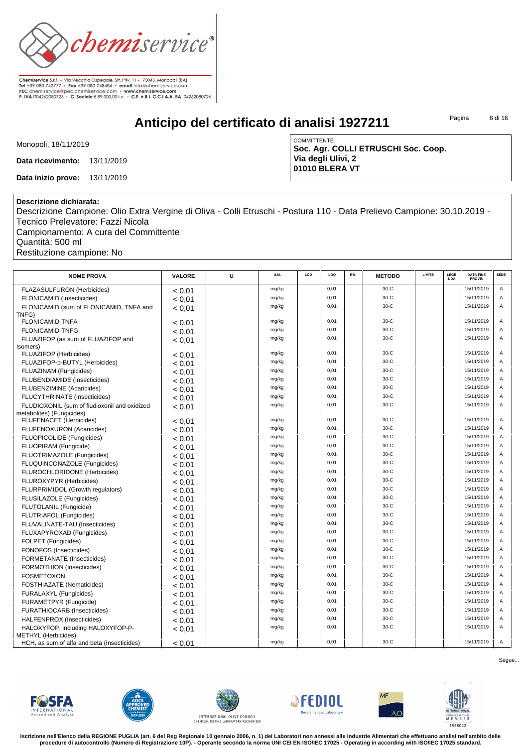Chemiservice S.r.l. • Via Vecchia Ospedale, Str. Priv. 11 • 70043, Monopoli (BA)
Tel +39 080 742777 • Fax +39 080 748486 • email info@chemiservice.com
PEC chemiservice@pec.chemiservice.com • www.chemiservice.com
P. IVA IT04262080726 • C. Sociale € 89.000,00 i.v. • C.F. e R.I. C.C.I.A.A. BA 04262080726

# Anticipo del certificato di analisi 1927211

Monopoli, 18/11/2019

**Data ricevimento:** 13/11/2019

**Data inizio prove:** 13/11/2019

COMMITTENTE
**Soc. Agr. COLLI ETRUSCHI Soc. Coop.**
**Via degli Ulivi, 2**
**01010 BLERA VT**

**Descrizione dichiarata:**
Descrizione Campione: Olio Extra Vergine di Oliva - Colli Etruschi - Postura 110 - Data Prelievo Campione: 30.10.2019 - Tecnico Prelevatore: Fazzi Nicola
Campionamento: A cura del Committente
Quantità: 500 ml
Restituzione campione: No

| NOME PROVA | VALORE | U | U.M. | LOD | LOQ | R% | METODO | LIMITE | LEGE NDA | DATA FINE PROVE: | SEDE |
|---|---|---|---|---|---|---|---|---|---|---|---|
| FLAZASULFURON (Herbicides) | < 0,01 | | mg/kg | | 0,01 | | 30-C | | | 15/11/2019 | A |
| FLONICAMID (Insecticides) | < 0,01 | | mg/kg | | 0,01 | | 30-C | | | 15/11/2019 | A |
| FLONICAMID (sum of FLONICAMID, TNFA and TNFG) | < 0,01 | | mg/kg | | 0,01 | | 30-C | | | 15/11/2019 | A |
| FLONICAMID-TNFA | < 0,01 | | mg/kg | | 0,01 | | 30-C | | | 15/11/2019 | A |
| FLONICAMID-TNFG | < 0,01 | | mg/kg | | 0,01 | | 30-C | | | 15/11/2019 | A |
| FLUAZIFOP (as sum of FLUAZIFOP and Isomers) | < 0,01 | | mg/kg | | 0,01 | | 30-C | | | 15/11/2019 | A |
| FLUAZIFOP (Herbicides) | < 0,01 | | mg/kg | | 0,01 | | 30-C | | | 15/11/2019 | A |
| FLUAZIFOP-p-BUTYL (Herbicides) | < 0,01 | | mg/kg | | 0,01 | | 30-C | | | 15/11/2019 | A |
| FLUAZINAM (Fungicides) | < 0,01 | | mg/kg | | 0,01 | | 30-C | | | 15/11/2019 | A |
| FLUBENDIAMIDE (Insecticides) | < 0,01 | | mg/kg | | 0,01 | | 30-C | | | 15/11/2019 | A |
| FLUBENZIMINE (Acaricides) | < 0,01 | | mg/kg | | 0,01 | | 30-C | | | 15/11/2019 | A |
| FLUCYTHRINATE (Insecticides) | < 0,01 | | mg/kg | | 0,01 | | 30-C | | | 15/11/2019 | A |
| FLUDIOXONIL (sum of fludioxonil and oxidized metabolites) (Fungicides) | < 0,01 | | mg/kg | | 0,01 | | 30-C | | | 15/11/2019 | A |
| FLUFENACET (Herbicides) | < 0,01 | | mg/kg | | 0,01 | | 30-C | | | 15/11/2019 | A |
| FLUFENOXURON (Acaricides) | < 0,01 | | mg/kg | | 0,01 | | 30-C | | | 15/11/2019 | A |
| FLUOPICOLIDE (Fungicides) | < 0,01 | | mg/kg | | 0,01 | | 30-C | | | 15/11/2019 | A |
| FLUOPIRAM (Fungicide) | < 0,01 | | mg/kg | | 0,01 | | 30-C | | | 15/11/2019 | A |
| FLUOTRIMAZOLE (Fungicides) | < 0,01 | | mg/kg | | 0,01 | | 30-C | | | 15/11/2019 | A |
| FLUQUINCONAZOLE (Fungicides) | < 0,01 | | mg/kg | | 0,01 | | 30-C | | | 15/11/2019 | A |
| FLUROCHLORIDONE (Herbicides) | < 0,01 | | mg/kg | | 0,01 | | 30-C | | | 15/11/2019 | A |
| FLUROXYPYR (Herbicides) | < 0,01 | | mg/kg | | 0,01 | | 30-C | | | 15/11/2019 | A |
| FLURPRIMIDOL (Growth regulators) | < 0,01 | | mg/kg | | 0,01 | | 30-C | | | 15/11/2019 | A |
| FLUSILAZOLE (Fungicides) | < 0,01 | | mg/kg | | 0,01 | | 30-C | | | 15/11/2019 | A |
| FLUTOLANIL (Fungicide) | < 0,01 | | mg/kg | | 0,01 | | 30-C | | | 15/11/2019 | A |
| FLUTRIAFOL (Fungicides) | < 0,01 | | mg/kg | | 0,01 | | 30-C | | | 15/11/2019 | A |
| FLUVALINATE-TAU (Insecticides) | < 0,01 | | mg/kg | | 0,01 | | 30-C | | | 15/11/2019 | A |
| FLUXAPYROXAD (Fungicides) | < 0,01 | | mg/kg | | 0,01 | | 30-C | | | 15/11/2019 | A |
| FOLPET (Fungicides) | < 0,01 | | mg/kg | | 0,01 | | 30-C | | | 15/11/2019 | A |
| FONOFOS (Insecticides) | < 0,01 | | mg/kg | | 0,01 | | 30-C | | | 15/11/2019 | A |
| FORMETANATE (Insecticides) | < 0,01 | | mg/kg | | 0,01 | | 30-C | | | 15/11/2019 | A |
| FORMOTHION (Insecticides) | < 0,01 | | mg/kg | | 0,01 | | 30-C | | | 15/11/2019 | A |
| FOSMETOXON | < 0,01 | | mg/kg | | 0,01 | | 30-C | | | 15/11/2019 | A |
| FOSTHIAZATE (Nematicides) | < 0,01 | | mg/kg | | 0,01 | | 30-C | | | 15/11/2019 | A |
| FURALAXYL (Fungicides) | < 0,01 | | mg/kg | | 0,01 | | 30-C | | | 15/11/2019 | A |
| FURAMETPYR (Fungicide) | < 0,01 | | mg/kg | | 0,01 | | 30-C | | | 15/11/2019 | A |
| FURATHIOCARB (Insecticides) | < 0,01 | | mg/kg | | 0,01 | | 30-C | | | 15/11/2019 | A |
| HALFENPROX (Insecticides) | < 0,01 | | mg/kg | | 0,01 | | 30-C | | | 15/11/2019 | A |
| HALOXYFOP, including HALOXYFOP-P-METHYL (Herbicides) | < 0,01 | | mg/kg | | 0,01 | | 30-C | | | 15/11/2019 | A |
| HCH, as sum of alfa and beta (Insecticides) | < 0,01 | | mg/kg | | 0,01 | | 30-C | | | 15/11/2019 | A |

Segue...

**Iscrizione nell'Elenco della REGIONE PUGLIA (art. 6 del Reg Regionale 10 gennaio 2006, n. 1) dei Laboratori non annessi alle Industrie Alimentari che effettuano analisi nell'ambito delle procedure di autocontrollo (Numero di Registrazione 10P). - Operante secondo la norma UNI CEI EN ISO/IEC 17025 - Operating in according with ISO/IEC 17025 standard.**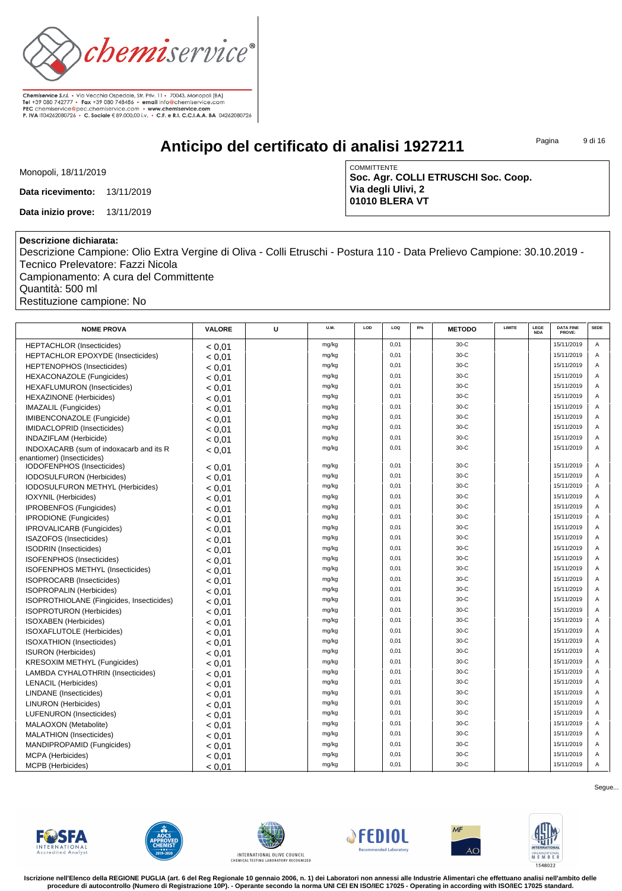Chemiservice S.r.l. • Via Vecchia Ospedale, Str. Priv. 11 • 70043, Monopoli (BA)
Tel +39 080 742777 • Fax +39 080 748486 • email info@chemiservice.com
PEC chemiservice@pec.chemiservice.com • www.chemiservice.com
P. IVA IT04262080726 • C. Sociale € 89.000,00 i.v. • C.F. e R.I. C.C.I.A.A. BA 04262080726

# Anticipo del certificato di analisi 1927211

Monopoli, 18/11/2019

**Data ricevimento:** 13/11/2019

**Data inizio prove:** 13/11/2019

COMMITTENTE
**Soc. Agr. COLLI ETRUSCHI Soc. Coop.**
**Via degli Ulivi, 2**
**01010 BLERA VT**

**Descrizione dichiarata:**
Descrizione Campione: Olio Extra Vergine di Oliva - Colli Etruschi - Postura 110 - Data Prelievo Campione: 30.10.2019 - Tecnico Prelevatore: Fazzi Nicola
Campionamento: A cura del Committente
Quantità: 500 ml
Restituzione campione: No

| NOME PROVA | VALORE | U | U.M. | LOD | LOQ | R% | METODO | LIMITE | LEGENDA | DATA FINE PROVE: | SEDE |
|---|---|---|---|---|---|---|---|---|---|---|---|
| HEPTACHLOR (Insecticides) | < 0,01 | | mg/kg | | 0,01 | | 30-C | | | 15/11/2019 | A |
| HEPTACHLOR EPOXYDE (Insecticides) | < 0,01 | | mg/kg | | 0,01 | | 30-C | | | 15/11/2019 | A |
| HEPTENOPHOS (Insecticides) | < 0,01 | | mg/kg | | 0,01 | | 30-C | | | 15/11/2019 | A |
| HEXACONAZOLE (Fungicides) | < 0,01 | | mg/kg | | 0,01 | | 30-C | | | 15/11/2019 | A |
| HEXAFLUMURON (Insecticides) | < 0,01 | | mg/kg | | 0,01 | | 30-C | | | 15/11/2019 | A |
| HEXAZINONE (Herbicides) | < 0,01 | | mg/kg | | 0,01 | | 30-C | | | 15/11/2019 | A |
| IMAZALIL (Fungicides) | < 0,01 | | mg/kg | | 0,01 | | 30-C | | | 15/11/2019 | A |
| IMIBENCONAZOLE (Fungicide) | < 0,01 | | mg/kg | | 0,01 | | 30-C | | | 15/11/2019 | A |
| IMIDACLOPRID (Insecticides) | < 0,01 | | mg/kg | | 0,01 | | 30-C | | | 15/11/2019 | A |
| INDAZIFLAM (Herbicide) | < 0,01 | | mg/kg | | 0,01 | | 30-C | | | 15/11/2019 | A |
| INDOXACARB (sum of indoxacarb and its R enantiomer) (Insecticides) | < 0,01 | | mg/kg | | 0,01 | | 30-C | | | 15/11/2019 | A |
| IODOFENPHOS (Insecticides) | < 0,01 | | mg/kg | | 0,01 | | 30-C | | | 15/11/2019 | A |
| IODOSULFURON (Herbicides) | < 0,01 | | mg/kg | | 0,01 | | 30-C | | | 15/11/2019 | A |
| IODOSULFURON METHYL (Herbicides) | < 0,01 | | mg/kg | | 0,01 | | 30-C | | | 15/11/2019 | A |
| IOXYNIL (Herbicides) | < 0,01 | | mg/kg | | 0,01 | | 30-C | | | 15/11/2019 | A |
| IPROBENFOS (Fungicides) | < 0,01 | | mg/kg | | 0,01 | | 30-C | | | 15/11/2019 | A |
| IPRODIONE (Fungicides) | < 0,01 | | mg/kg | | 0,01 | | 30-C | | | 15/11/2019 | A |
| IPROVALICARB (Fungicides) | < 0,01 | | mg/kg | | 0,01 | | 30-C | | | 15/11/2019 | A |
| ISAZOFOS (Insecticides) | < 0,01 | | mg/kg | | 0,01 | | 30-C | | | 15/11/2019 | A |
| ISODRIN (Insecticides) | < 0,01 | | mg/kg | | 0,01 | | 30-C | | | 15/11/2019 | A |
| ISOFENPHOS (Insecticides) | < 0,01 | | mg/kg | | 0,01 | | 30-C | | | 15/11/2019 | A |
| ISOFENPHOS METHYL (Insecticides) | < 0,01 | | mg/kg | | 0,01 | | 30-C | | | 15/11/2019 | A |
| ISOPROCARB (Insecticides) | < 0,01 | | mg/kg | | 0,01 | | 30-C | | | 15/11/2019 | A |
| ISOPROPALIN (Herbicides) | < 0,01 | | mg/kg | | 0,01 | | 30-C | | | 15/11/2019 | A |
| ISOPROTHIOLANE (Fingicides, Insecticides) | < 0,01 | | mg/kg | | 0,01 | | 30-C | | | 15/11/2019 | A |
| ISOPROTURON (Herbicides) | < 0,01 | | mg/kg | | 0,01 | | 30-C | | | 15/11/2019 | A |
| ISOXABEN (Herbicides) | < 0,01 | | mg/kg | | 0,01 | | 30-C | | | 15/11/2019 | A |
| ISOXAFLUTOLE (Herbicides) | < 0,01 | | mg/kg | | 0,01 | | 30-C | | | 15/11/2019 | A |
| ISOXATHION (Insecticides) | < 0,01 | | mg/kg | | 0,01 | | 30-C | | | 15/11/2019 | A |
| ISURON (Herbicides) | < 0,01 | | mg/kg | | 0,01 | | 30-C | | | 15/11/2019 | A |
| KRESOXIM METHYL (Fungicides) | < 0,01 | | mg/kg | | 0,01 | | 30-C | | | 15/11/2019 | A |
| LAMBDA CYHALOTHRIN (Insecticides) | < 0,01 | | mg/kg | | 0,01 | | 30-C | | | 15/11/2019 | A |
| LENACIL (Herbicides) | < 0,01 | | mg/kg | | 0,01 | | 30-C | | | 15/11/2019 | A |
| LINDANE (Insecticides) | < 0,01 | | mg/kg | | 0,01 | | 30-C | | | 15/11/2019 | A |
| LINURON (Herbicides) | < 0,01 | | mg/kg | | 0,01 | | 30-C | | | 15/11/2019 | A |
| LUFENURON (Insecticides) | < 0,01 | | mg/kg | | 0,01 | | 30-C | | | 15/11/2019 | A |
| MALAOXON (Metabolite) | < 0,01 | | mg/kg | | 0,01 | | 30-C | | | 15/11/2019 | A |
| MALATHION (Insecticides) | < 0,01 | | mg/kg | | 0,01 | | 30-C | | | 15/11/2019 | A |
| MANDIPROPAMID (Fungicides) | < 0,01 | | mg/kg | | 0,01 | | 30-C | | | 15/11/2019 | A |
| MCPA (Herbicides) | < 0,01 | | mg/kg | | 0,01 | | 30-C | | | 15/11/2019 | A |
| MCPB (Herbicides) | < 0,01 | | mg/kg | | 0,01 | | 30-C | | | 15/11/2019 | A |

Segue...

Iscrizione nell'Elenco della REGIONE PUGLIA (art. 6 del Reg Regionale 10 gennaio 2006, n. 1) dei Laboratori non annessi alle Industrie Alimentari che effettuano analisi nell'ambito delle procedure di autocontrollo (Numero di Registrazione 10P). - Operante secondo la norma UNI CEI EN ISO/IEC 17025 - Operating in according with ISO/IEC 17025 standard.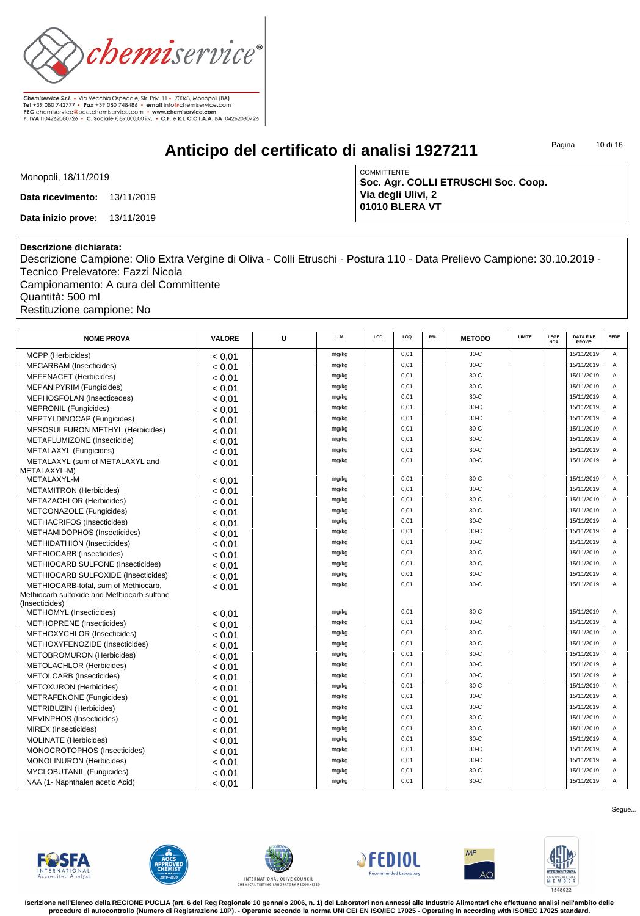Chemiservice S.r.l. • Via Vecchia Ospedale, Str. Priv. 11 • 70043, Monopoli (BA)
Tel +39 080 742777 • Fax +39 080 748486 • email info@chemiservice.com
PEC chemiservice@pec.chemiservice.com • www.chemiservice.com
P. IVA IT04262080726 • C. Sociale € 89.000,00 i.v. • C.F. e R.I. C.C.I.A.A. BA 04262080726

# Anticipo del certificato di analisi 1927211

Monopoli, 18/11/2019

**Data ricevimento:** 13/11/2019

**Data inizio prove:** 13/11/2019

COMMITTENTE
**Soc. Agr. COLLI ETRUSCHI Soc. Coop.**
**Via degli Ulivi, 2**
**01010 BLERA VT**

**Descrizione dichiarata:**
Descrizione Campione: Olio Extra Vergine di Oliva - Colli Etruschi - Postura 110 - Data Prelievo Campione: 30.10.2019 - Tecnico Prelevatore: Fazzi Nicola
Campionamento: A cura del Committente
Quantità: 500 ml
Restituzione campione: No

| NOME PROVA | VALORE | U | U.M. | LOD | LOQ | R% | METODO | LIMITE | LEGE NDA | DATA FINE PROVE: | SEDE |
|---|---|---|---|---|---|---|---|---|---|---|---|
| MCPP (Herbicides) | < 0,01 | | mg/kg | | 0,01 | | 30-C | | | 15/11/2019 | A |
| MECARBAM (Insecticides) | < 0,01 | | mg/kg | | 0,01 | | 30-C | | | 15/11/2019 | A |
| MEFENACET (Herbicides) | < 0,01 | | mg/kg | | 0,01 | | 30-C | | | 15/11/2019 | A |
| MEPANIPYRIM (Fungicides) | < 0,01 | | mg/kg | | 0,01 | | 30-C | | | 15/11/2019 | A |
| MEPHOSFOLAN (Insecticedes) | < 0,01 | | mg/kg | | 0,01 | | 30-C | | | 15/11/2019 | A |
| MEPRONIL (Fungicides) | < 0,01 | | mg/kg | | 0,01 | | 30-C | | | 15/11/2019 | A |
| MEPTYLDINOCAP (Fungicides) | < 0,01 | | mg/kg | | 0,01 | | 30-C | | | 15/11/2019 | A |
| MESOSULFURON METHYL (Herbicides) | < 0,01 | | mg/kg | | 0,01 | | 30-C | | | 15/11/2019 | A |
| METAFLUMIZONE (Insecticide) | < 0,01 | | mg/kg | | 0,01 | | 30-C | | | 15/11/2019 | A |
| METALAXYL (Fungicides) | < 0,01 | | mg/kg | | 0,01 | | 30-C | | | 15/11/2019 | A |
| METALAXYL (sum of METALAXYL and METALAXYL-M) | < 0,01 | | mg/kg | | 0,01 | | 30-C | | | 15/11/2019 | A |
| METALAXYL-M | < 0,01 | | mg/kg | | 0,01 | | 30-C | | | 15/11/2019 | A |
| METAMITRON (Herbicides) | < 0,01 | | mg/kg | | 0,01 | | 30-C | | | 15/11/2019 | A |
| METAZACHLOR (Herbicides) | < 0,01 | | mg/kg | | 0,01 | | 30-C | | | 15/11/2019 | A |
| METCONAZOLE (Fungicides) | < 0,01 | | mg/kg | | 0,01 | | 30-C | | | 15/11/2019 | A |
| METHACRIFOS (Insecticides) | < 0,01 | | mg/kg | | 0,01 | | 30-C | | | 15/11/2019 | A |
| METHAMIDOPHOS (Insecticides) | < 0,01 | | mg/kg | | 0,01 | | 30-C | | | 15/11/2019 | A |
| METHIDATHION (Insecticides) | < 0,01 | | mg/kg | | 0,01 | | 30-C | | | 15/11/2019 | A |
| METHIOCARB (Insecticides) | < 0,01 | | mg/kg | | 0,01 | | 30-C | | | 15/11/2019 | A |
| METHIOCARB SULFONE (Insecticides) | < 0,01 | | mg/kg | | 0,01 | | 30-C | | | 15/11/2019 | A |
| METHIOCARB SULFOXIDE (Insecticides) | < 0,01 | | mg/kg | | 0,01 | | 30-C | | | 15/11/2019 | A |
| METHIOCARB-total, sum of Methiocarb, Methiocarb sulfoxide and Methiocarb sulfone (Insecticides) | < 0,01 | | mg/kg | | 0,01 | | 30-C | | | 15/11/2019 | A |
| METHOMYL (Insecticides) | < 0,01 | | mg/kg | | 0,01 | | 30-C | | | 15/11/2019 | A |
| METHOPRENE (Insecticides) | < 0,01 | | mg/kg | | 0,01 | | 30-C | | | 15/11/2019 | A |
| METHOXYCHLOR (Insecticides) | < 0,01 | | mg/kg | | 0,01 | | 30-C | | | 15/11/2019 | A |
| METHOXYFENOZIDE (Insecticides) | < 0,01 | | mg/kg | | 0,01 | | 30-C | | | 15/11/2019 | A |
| METOBROMURON (Herbicides) | < 0,01 | | mg/kg | | 0,01 | | 30-C | | | 15/11/2019 | A |
| METOLACHLOR (Herbicides) | < 0,01 | | mg/kg | | 0,01 | | 30-C | | | 15/11/2019 | A |
| METOLCARB (Insecticides) | < 0,01 | | mg/kg | | 0,01 | | 30-C | | | 15/11/2019 | A |
| METOXURON (Herbicides) | < 0,01 | | mg/kg | | 0,01 | | 30-C | | | 15/11/2019 | A |
| METRAFENONE (Fungicides) | < 0,01 | | mg/kg | | 0,01 | | 30-C | | | 15/11/2019 | A |
| METRIBUZIN (Herbicides) | < 0,01 | | mg/kg | | 0,01 | | 30-C | | | 15/11/2019 | A |
| MEVINPHOS (Insecticides) | < 0,01 | | mg/kg | | 0,01 | | 30-C | | | 15/11/2019 | A |
| MIREX (Insecticides) | < 0,01 | | mg/kg | | 0,01 | | 30-C | | | 15/11/2019 | A |
| MOLINATE (Herbicides) | < 0,01 | | mg/kg | | 0,01 | | 30-C | | | 15/11/2019 | A |
| MONOCROTOPHOS (Insecticides) | < 0,01 | | mg/kg | | 0,01 | | 30-C | | | 15/11/2019 | A |
| MONOLINURON (Herbicides) | < 0,01 | | mg/kg | | 0,01 | | 30-C | | | 15/11/2019 | A |
| MYCLOBUTANIL (Fungicides) | < 0,01 | | mg/kg | | 0,01 | | 30-C | | | 15/11/2019 | A |
| NAA (1- Naphthalen acetic Acid) | < 0,01 | | mg/kg | | 0,01 | | 30-C | | | 15/11/2019 | A |

Segue...

Iscrizione nell'Elenco della REGIONE PUGLIA (art. 6 del Reg Regionale 10 gennaio 2006, n. 1) dei Laboratori non annessi alle Industrie Alimentari che effettuano analisi nell'ambito delle procedure di autocontrollo (Numero di Registrazione 10P). - Operante secondo la norma UNI CEI EN ISO/IEC 17025 - Operating in according with ISO/IEC 17025 standard.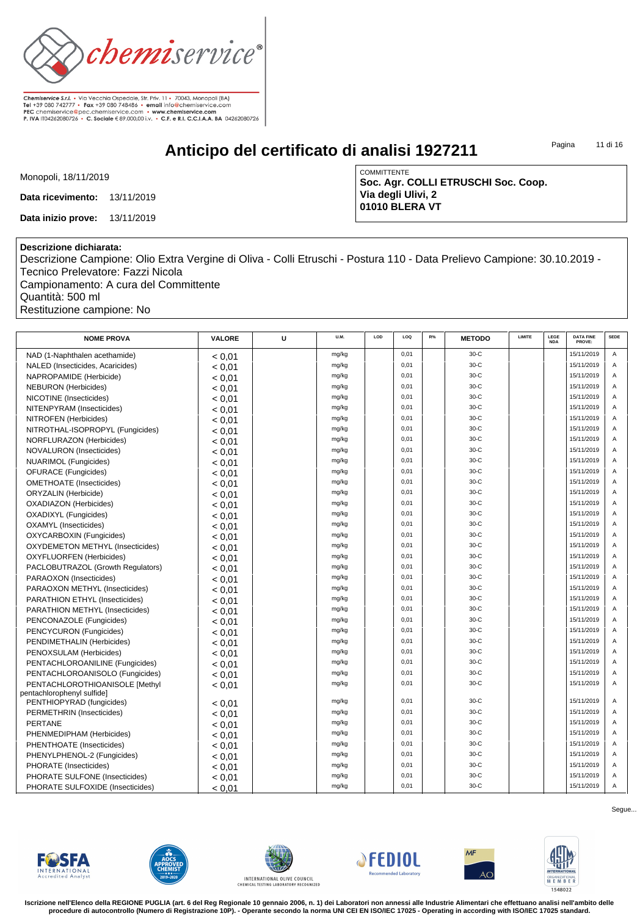Chemiservice S.r.l. • Via Vecchia Ospedale, Str. Priv. 11 • 70043, Monopoli (BA)
Tel +39 080 742777 • Fax +39 080 748486 • email info@chemiservice.com
PEC chemiservice@pec.chemiservice.com • www.chemiservice.com
P. IVA IT04262080726 • C. Sociale € 89.000,00 i.v. • C.F. e R.I. C.C.I.A.A. BA 04262080726

# Anticipo del certificato di analisi 1927211

Monopoli, 18/11/2019

**Data ricevimento:** 13/11/2019

**Data inizio prove:** 13/11/2019

COMMITTENTE
**Soc. Agr. COLLI ETRUSCHI Soc. Coop.**
**Via degli Ulivi, 2**
**01010 BLERA VT**

**Descrizione dichiarata:**
Descrizione Campione: Olio Extra Vergine di Oliva - Colli Etruschi - Postura 110 - Data Prelievo Campione: 30.10.2019 - Tecnico Prelevatore: Fazzi Nicola
Campionamento: A cura del Committente
Quantità: 500 ml
Restituzione campione: No

| NOME PROVA | VALORE | U | U.M. | LOD | LOQ | R% | METODO | LIMITE | LEGENDA | DATA FINE PROVE: | SEDE |
|---|---|---|---|---|---|---|---|---|---|---|---|
| NAD (1-Naphthalen acethamide) | < 0,01 | | mg/kg | | 0,01 | | 30-C | | | 15/11/2019 | A |
| NALED (Insecticides, Acaricides) | < 0,01 | | mg/kg | | 0,01 | | 30-C | | | 15/11/2019 | A |
| NAPROPAMIDE (Herbicide) | < 0,01 | | mg/kg | | 0,01 | | 30-C | | | 15/11/2019 | A |
| NEBURON (Herbicides) | < 0,01 | | mg/kg | | 0,01 | | 30-C | | | 15/11/2019 | A |
| NICOTINE (Insecticides) | < 0,01 | | mg/kg | | 0,01 | | 30-C | | | 15/11/2019 | A |
| NITENPYRAM (Insecticides) | < 0,01 | | mg/kg | | 0,01 | | 30-C | | | 15/11/2019 | A |
| NITROFEN (Herbicides) | < 0,01 | | mg/kg | | 0,01 | | 30-C | | | 15/11/2019 | A |
| NITROTHAL-ISOPROPYL (Fungicides) | < 0,01 | | mg/kg | | 0,01 | | 30-C | | | 15/11/2019 | A |
| NORFLURAZON (Herbicides) | < 0,01 | | mg/kg | | 0,01 | | 30-C | | | 15/11/2019 | A |
| NOVALURON (Insecticides) | < 0,01 | | mg/kg | | 0,01 | | 30-C | | | 15/11/2019 | A |
| NUARIMOL (Fungicides) | < 0,01 | | mg/kg | | 0,01 | | 30-C | | | 15/11/2019 | A |
| OFURACE (Fungicides) | < 0,01 | | mg/kg | | 0,01 | | 30-C | | | 15/11/2019 | A |
| OMETHOATE (Insecticides) | < 0,01 | | mg/kg | | 0,01 | | 30-C | | | 15/11/2019 | A |
| ORYZALIN (Herbicide) | < 0,01 | | mg/kg | | 0,01 | | 30-C | | | 15/11/2019 | A |
| OXADIAZON (Herbicides) | < 0,01 | | mg/kg | | 0,01 | | 30-C | | | 15/11/2019 | A |
| OXADIXYL (Fungicides) | < 0,01 | | mg/kg | | 0,01 | | 30-C | | | 15/11/2019 | A |
| OXAMYL (Insecticides) | < 0,01 | | mg/kg | | 0,01 | | 30-C | | | 15/11/2019 | A |
| OXYCARBOXIN (Fungicides) | < 0,01 | | mg/kg | | 0,01 | | 30-C | | | 15/11/2019 | A |
| OXYDEMETON METHYL (Insecticides) | < 0,01 | | mg/kg | | 0,01 | | 30-C | | | 15/11/2019 | A |
| OXYFLUORFEN (Herbicides) | < 0,01 | | mg/kg | | 0,01 | | 30-C | | | 15/11/2019 | A |
| PACLOBUTRAZOL (Growth Regulators) | < 0,01 | | mg/kg | | 0,01 | | 30-C | | | 15/11/2019 | A |
| PARAOXON (Insecticides) | < 0,01 | | mg/kg | | 0,01 | | 30-C | | | 15/11/2019 | A |
| PARAOXON METHYL (Insecticides) | < 0,01 | | mg/kg | | 0,01 | | 30-C | | | 15/11/2019 | A |
| PARATHION ETHYL (Insecticides) | < 0,01 | | mg/kg | | 0,01 | | 30-C | | | 15/11/2019 | A |
| PARATHION METHYL (Insecticides) | < 0,01 | | mg/kg | | 0,01 | | 30-C | | | 15/11/2019 | A |
| PENCONAZOLE (Fungicides) | < 0,01 | | mg/kg | | 0,01 | | 30-C | | | 15/11/2019 | A |
| PENCYCURON (Fungicides) | < 0,01 | | mg/kg | | 0,01 | | 30-C | | | 15/11/2019 | A |
| PENDIMETHALIN (Herbicides) | < 0,01 | | mg/kg | | 0,01 | | 30-C | | | 15/11/2019 | A |
| PENOXSULAM (Herbicides) | < 0,01 | | mg/kg | | 0,01 | | 30-C | | | 15/11/2019 | A |
| PENTACHLOROANILINE (Fungicides) | < 0,01 | | mg/kg | | 0,01 | | 30-C | | | 15/11/2019 | A |
| PENTACHLOROANISOLO (Fungicides) | < 0,01 | | mg/kg | | 0,01 | | 30-C | | | 15/11/2019 | A |
| PENTACHLOROTHIOANISOLE [Methyl pentachlorophenyl sulfide] | < 0,01 | | mg/kg | | 0,01 | | 30-C | | | 15/11/2019 | A |
| PENTHIOPYRAD (fungicides) | < 0,01 | | mg/kg | | 0,01 | | 30-C | | | 15/11/2019 | A |
| PERMETHRIN (Insecticides) | < 0,01 | | mg/kg | | 0,01 | | 30-C | | | 15/11/2019 | A |
| PERTANE | < 0,01 | | mg/kg | | 0,01 | | 30-C | | | 15/11/2019 | A |
| PHENMEDIPHAM (Herbicides) | < 0,01 | | mg/kg | | 0,01 | | 30-C | | | 15/11/2019 | A |
| PHENTHOATE (Insecticides) | < 0,01 | | mg/kg | | 0,01 | | 30-C | | | 15/11/2019 | A |
| PHENYLPHENOL-2 (Fungicides) | < 0,01 | | mg/kg | | 0,01 | | 30-C | | | 15/11/2019 | A |
| PHORATE (Insecticides) | < 0,01 | | mg/kg | | 0,01 | | 30-C | | | 15/11/2019 | A |
| PHORATE SULFONE (Insecticides) | < 0,01 | | mg/kg | | 0,01 | | 30-C | | | 15/11/2019 | A |
| PHORATE SULFOXIDE (Insecticides) | < 0,01 | | mg/kg | | 0,01 | | 30-C | | | 15/11/2019 | A |

Segue...

Iscrizione nell'Elenco della REGIONE PUGLIA (art. 6 del Reg Regionale 10 gennaio 2006, n. 1) dei Laboratori non annessi alle Industrie Alimentari che effettuano analisi nell'ambito delle procedure di autocontrollo (Numero di Registrazione 10P). - Operante secondo la norma UNI CEI EN ISO/IEC 17025 - Operating in according with ISO/IEC 17025 standard.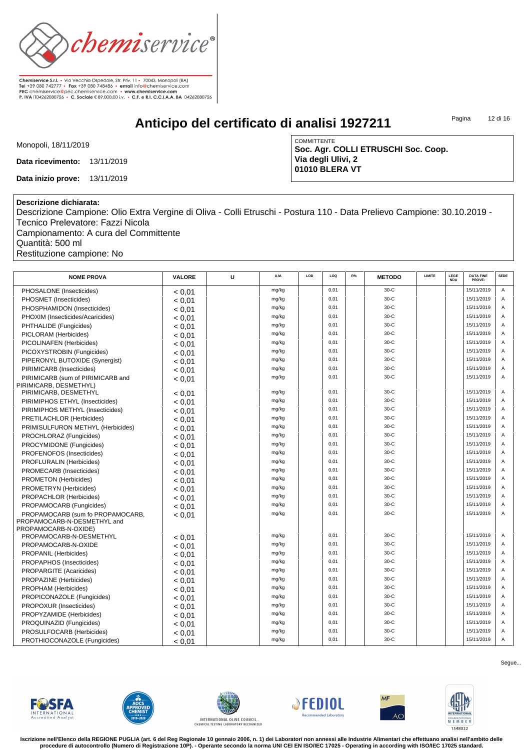Chemiservice S.r.l. • Via Vecchia Ospedale, Str. Priv. 11 • 70043, Monopoli (BA)
Tel +39 080 742777 • Fax +39 080 748486 • email info@chemiservice.com
PEC chemiservice@pec.chemiservice.com • www.chemiservice.com
P. IVA IT04262080726 • C. Sociale € 89.000,00 i.v. • C.F. e R.I. C.C.I.A.A. BA 04262080726

# Anticipo del certificato di analisi 1927211

Monopoli, 18/11/2019

**Data ricevimento:** 13/11/2019

**Data inizio prove:** 13/11/2019

COMMITTENTE
**Soc. Agr. COLLI ETRUSCHI Soc. Coop.**
**Via degli Ulivi, 2**
**01010 BLERA VT**

**Descrizione dichiarata:**
Descrizione Campione: Olio Extra Vergine di Oliva - Colli Etruschi - Postura 110 - Data Prelievo Campione: 30.10.2019 - Tecnico Prelevatore: Fazzi Nicola
Campionamento: A cura del Committente
Quantità: 500 ml
Restituzione campione: No

| NOME PROVA | VALORE | U | U.M. | LOD | LOQ | R% | METODO | LIMITE | LEGE NDA | DATA FINE PROVE: | SEDE |
|---|---|---|---|---|---|---|---|---|---|---|---|
| PHOSALONE (Insecticides) | < 0,01 | | mg/kg | | 0,01 | | 30-C | | | 15/11/2019 | A |
| PHOSMET (Insecticides) | < 0,01 | | mg/kg | | 0,01 | | 30-C | | | 15/11/2019 | A |
| PHOSPHAMIDON (Insecticides) | < 0,01 | | mg/kg | | 0,01 | | 30-C | | | 15/11/2019 | A |
| PHOXIM (Insecticides/Acaricides) | < 0,01 | | mg/kg | | 0,01 | | 30-C | | | 15/11/2019 | A |
| PHTHALIDE (Fungicides) | < 0,01 | | mg/kg | | 0,01 | | 30-C | | | 15/11/2019 | A |
| PICLORAM (Herbicides) | < 0,01 | | mg/kg | | 0,01 | | 30-C | | | 15/11/2019 | A |
| PICOLINAFEN (Herbicides) | < 0,01 | | mg/kg | | 0,01 | | 30-C | | | 15/11/2019 | A |
| PICOXYSTROBIN (Fungicides) | < 0,01 | | mg/kg | | 0,01 | | 30-C | | | 15/11/2019 | A |
| PIPERONYL BUTOXIDE (Synergist) | < 0,01 | | mg/kg | | 0,01 | | 30-C | | | 15/11/2019 | A |
| PIRIMICARB (Insecticides) | < 0,01 | | mg/kg | | 0,01 | | 30-C | | | 15/11/2019 | A |
| PIRIMICARB (sum of PIRIMICARB and PIRIMICARB, DESMETHYL) | < 0,01 | | mg/kg | | 0,01 | | 30-C | | | 15/11/2019 | A |
| PIRIMICARB, DESMETHYL | < 0,01 | | mg/kg | | 0,01 | | 30-C | | | 15/11/2019 | A |
| PIRIMIPHOS ETHYL (Insecticides) | < 0,01 | | mg/kg | | 0,01 | | 30-C | | | 15/11/2019 | A |
| PIRIMIPHOS METHYL (Insecticides) | < 0,01 | | mg/kg | | 0,01 | | 30-C | | | 15/11/2019 | A |
| PRETILACHLOR (Herbicides) | < 0,01 | | mg/kg | | 0,01 | | 30-C | | | 15/11/2019 | A |
| PRIMISULFURON METHYL (Herbicides) | < 0,01 | | mg/kg | | 0,01 | | 30-C | | | 15/11/2019 | A |
| PROCHLORAZ (Fungicides) | < 0,01 | | mg/kg | | 0,01 | | 30-C | | | 15/11/2019 | A |
| PROCYMIDONE (Fungicides) | < 0,01 | | mg/kg | | 0,01 | | 30-C | | | 15/11/2019 | A |
| PROFENOFOS (Insecticides) | < 0,01 | | mg/kg | | 0,01 | | 30-C | | | 15/11/2019 | A |
| PROFLURALIN (Herbicides) | < 0,01 | | mg/kg | | 0,01 | | 30-C | | | 15/11/2019 | A |
| PROMECARB (Insecticides) | < 0,01 | | mg/kg | | 0,01 | | 30-C | | | 15/11/2019 | A |
| PROMETON (Herbicides) | < 0,01 | | mg/kg | | 0,01 | | 30-C | | | 15/11/2019 | A |
| PROMETRYN (Herbicides) | < 0,01 | | mg/kg | | 0,01 | | 30-C | | | 15/11/2019 | A |
| PROPACHLOR (Herbicides) | < 0,01 | | mg/kg | | 0,01 | | 30-C | | | 15/11/2019 | A |
| PROPAMOCARB (Fungicides) | < 0,01 | | mg/kg | | 0,01 | | 30-C | | | 15/11/2019 | A |
| PROPAMOCARB (sum fo PROPAMOCARB, PROPAMOCARB-N-DESMETHYL and PROPAMOCARB-N-OXIDE) | < 0,01 | | mg/kg | | 0,01 | | 30-C | | | 15/11/2019 | A |
| PROPAMOCARB-N-DESMETHYL | < 0,01 | | mg/kg | | 0,01 | | 30-C | | | 15/11/2019 | A |
| PROPAMOCARB-N-OXIDE | < 0,01 | | mg/kg | | 0,01 | | 30-C | | | 15/11/2019 | A |
| PROPANIL (Herbicides) | < 0,01 | | mg/kg | | 0,01 | | 30-C | | | 15/11/2019 | A |
| PROPAPHOS (Insecticides) | < 0,01 | | mg/kg | | 0,01 | | 30-C | | | 15/11/2019 | A |
| PROPARGITE (Acaricides) | < 0,01 | | mg/kg | | 0,01 | | 30-C | | | 15/11/2019 | A |
| PROPAZINE (Herbicides) | < 0,01 | | mg/kg | | 0,01 | | 30-C | | | 15/11/2019 | A |
| PROPHAM (Herbicides) | < 0,01 | | mg/kg | | 0,01 | | 30-C | | | 15/11/2019 | A |
| PROPICONAZOLE (Fungicides) | < 0,01 | | mg/kg | | 0,01 | | 30-C | | | 15/11/2019 | A |
| PROPOXUR (Insecticides) | < 0,01 | | mg/kg | | 0,01 | | 30-C | | | 15/11/2019 | A |
| PROPYZAMIDE (Herbicides) | < 0,01 | | mg/kg | | 0,01 | | 30-C | | | 15/11/2019 | A |
| PROQUINAZID (Fungicides) | < 0,01 | | mg/kg | | 0,01 | | 30-C | | | 15/11/2019 | A |
| PROSULFOCARB (Herbicides) | < 0,01 | | mg/kg | | 0,01 | | 30-C | | | 15/11/2019 | A |
| PROTHIOCONAZOLE (Fungicides) | < 0,01 | | mg/kg | | 0,01 | | 30-C | | | 15/11/2019 | A |

Segue...

Iscrizione nell'Elenco della REGIONE PUGLIA (art. 6 del Reg Regionale 10 gennaio 2006, n. 1) dei Laboratori non annessi alle Industrie Alimentari che effettuano analisi nell'ambito delle procedure di autocontrollo (Numero di Registrazione 10P). - Operante secondo la norma UNI CEI EN ISO/IEC 17025 - Operating in according with ISO/IEC 17025 standard.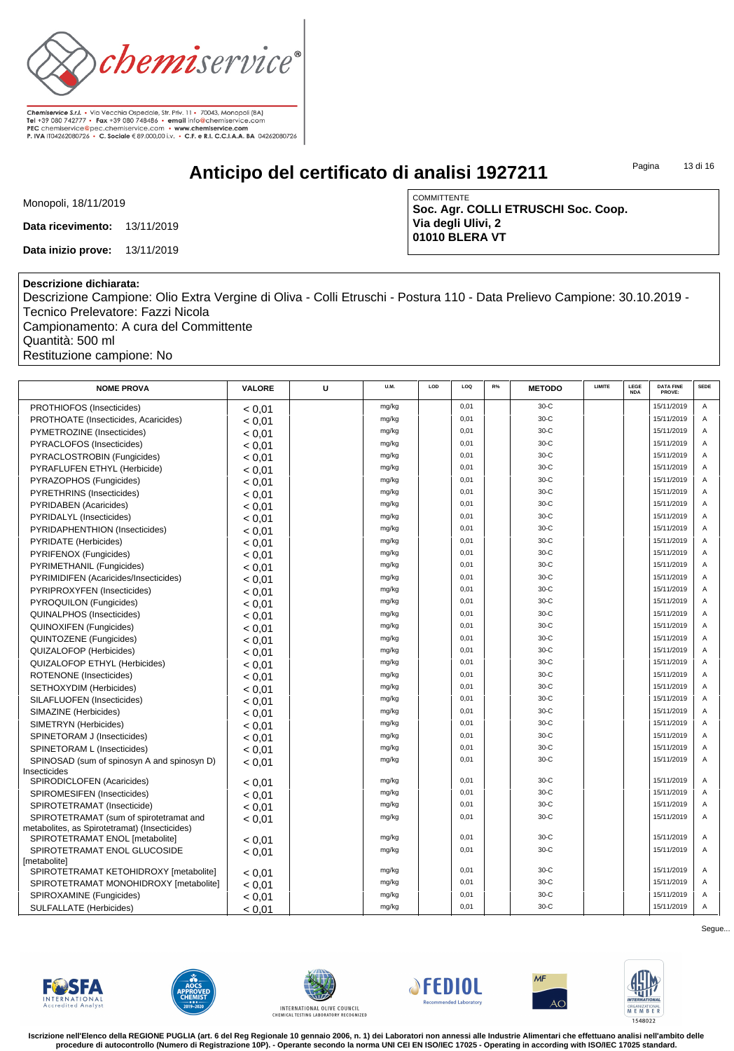Chemiservice S.r.l. • Via Vecchia Ospedale, Str. Priv. 11 • 70043, Monopoli (BA)
Tel +39 080 742777 • Fax +39 080 748486 • email info@chemiservice.com
PEC chemiservice@pec.chemiservice.com • www.chemiservice.com
P. IVA IT04262080726 • C. Sociale € 89.000,00 i.v. • C.F. e R.I. C.C.I.A.A. BA 04262080726

# Anticipo del certificato di analisi 1927211

Monopoli, 18/11/2019

**Data ricevimento:** 13/11/2019

**Data inizio prove:** 13/11/2019

COMMITTENTE
**Soc. Agr. COLLI ETRUSCHI Soc. Coop.**
**Via degli Ulivi, 2**
**01010 BLERA VT**

**Descrizione dichiarata:**
Descrizione Campione: Olio Extra Vergine di Oliva - Colli Etruschi - Postura 110 - Data Prelievo Campione: 30.10.2019 - Tecnico Prelevatore: Fazzi Nicola
Campionamento: A cura del Committente
Quantità: 500 ml
Restituzione campione: No

| NOME PROVA | VALORE | U | U.M. | LOD | LOQ | R% | METODO | LIMITE | LEGENDA | DATA FINE PROVE: | SEDE |
|---|---|---|---|---|---|---|---|---|---|---|---|
| PROTHIOFOS (Insecticides) | < 0,01 | | mg/kg | | 0,01 | | 30-C | | | 15/11/2019 | A |
| PROTHOATE (Insecticides, Acaricides) | < 0,01 | | mg/kg | | 0,01 | | 30-C | | | 15/11/2019 | A |
| PYMETROZINE (Insecticides) | < 0,01 | | mg/kg | | 0,01 | | 30-C | | | 15/11/2019 | A |
| PYRACLOFOS (Insecticides) | < 0,01 | | mg/kg | | 0,01 | | 30-C | | | 15/11/2019 | A |
| PYRACLOSTROBIN (Fungicides) | < 0,01 | | mg/kg | | 0,01 | | 30-C | | | 15/11/2019 | A |
| PYRAFLUFEN ETHYL (Herbicide) | < 0,01 | | mg/kg | | 0,01 | | 30-C | | | 15/11/2019 | A |
| PYRAZOPHOS (Fungicides) | < 0,01 | | mg/kg | | 0,01 | | 30-C | | | 15/11/2019 | A |
| PYRETHRINS (Insecticides) | < 0,01 | | mg/kg | | 0,01 | | 30-C | | | 15/11/2019 | A |
| PYRIDABEN (Acaricides) | < 0,01 | | mg/kg | | 0,01 | | 30-C | | | 15/11/2019 | A |
| PYRIDALYL (Insecticides) | < 0,01 | | mg/kg | | 0,01 | | 30-C | | | 15/11/2019 | A |
| PYRIDAPHENTHION (Insecticides) | < 0,01 | | mg/kg | | 0,01 | | 30-C | | | 15/11/2019 | A |
| PYRIDATE (Herbicides) | < 0,01 | | mg/kg | | 0,01 | | 30-C | | | 15/11/2019 | A |
| PYRIFENOX (Fungicides) | < 0,01 | | mg/kg | | 0,01 | | 30-C | | | 15/11/2019 | A |
| PYRIMETHANIL (Fungicides) | < 0,01 | | mg/kg | | 0,01 | | 30-C | | | 15/11/2019 | A |
| PYRIMIDIFEN (Acaricides/Insecticides) | < 0,01 | | mg/kg | | 0,01 | | 30-C | | | 15/11/2019 | A |
| PYRIPROXYFEN (Insecticides) | < 0,01 | | mg/kg | | 0,01 | | 30-C | | | 15/11/2019 | A |
| PYROQUILON (Fungicides) | < 0,01 | | mg/kg | | 0,01 | | 30-C | | | 15/11/2019 | A |
| QUINALPHOS (Insecticides) | < 0,01 | | mg/kg | | 0,01 | | 30-C | | | 15/11/2019 | A |
| QUINOXIFEN (Fungicides) | < 0,01 | | mg/kg | | 0,01 | | 30-C | | | 15/11/2019 | A |
| QUINTOZENE (Fungicides) | < 0,01 | | mg/kg | | 0,01 | | 30-C | | | 15/11/2019 | A |
| QUIZALOFOP (Herbicides) | < 0,01 | | mg/kg | | 0,01 | | 30-C | | | 15/11/2019 | A |
| QUIZALOFOP ETHYL (Herbicides) | < 0,01 | | mg/kg | | 0,01 | | 30-C | | | 15/11/2019 | A |
| ROTENONE (Insecticides) | < 0,01 | | mg/kg | | 0,01 | | 30-C | | | 15/11/2019 | A |
| SETHOXYDIM (Herbicides) | < 0,01 | | mg/kg | | 0,01 | | 30-C | | | 15/11/2019 | A |
| SILAFLUOFEN (Insecticides) | < 0,01 | | mg/kg | | 0,01 | | 30-C | | | 15/11/2019 | A |
| SIMAZINE (Herbicides) | < 0,01 | | mg/kg | | 0,01 | | 30-C | | | 15/11/2019 | A |
| SIMETRYN (Herbicides) | < 0,01 | | mg/kg | | 0,01 | | 30-C | | | 15/11/2019 | A |
| SPINETORAM J (Insecticides) | < 0,01 | | mg/kg | | 0,01 | | 30-C | | | 15/11/2019 | A |
| SPINETORAM L (Insecticides) | < 0,01 | | mg/kg | | 0,01 | | 30-C | | | 15/11/2019 | A |
| SPINOSAD (sum of spinosyn A and spinosyn D) Insecticides | < 0,01 | | mg/kg | | 0,01 | | 30-C | | | 15/11/2019 | A |
| SPIRODICLOFEN (Acaricides) | < 0,01 | | mg/kg | | 0,01 | | 30-C | | | 15/11/2019 | A |
| SPIROMESIFEN (Insecticides) | < 0,01 | | mg/kg | | 0,01 | | 30-C | | | 15/11/2019 | A |
| SPIROTETRAMAT (Insecticide) | < 0,01 | | mg/kg | | 0,01 | | 30-C | | | 15/11/2019 | A |
| SPIROTETRAMAT (sum of spirotetramat and metabolites, as Spirotetramat) (Insecticides) | < 0,01 | | mg/kg | | 0,01 | | 30-C | | | 15/11/2019 | A |
| SPIROTETRAMAT ENOL [metabolite] | < 0,01 | | mg/kg | | 0,01 | | 30-C | | | 15/11/2019 | A |
| SPIROTETRAMAT ENOL GLUCOSIDE [metabolite] | < 0,01 | | mg/kg | | 0,01 | | 30-C | | | 15/11/2019 | A |
| SPIROTETRAMAT KETOHIDROXY [metabolite] | < 0,01 | | mg/kg | | 0,01 | | 30-C | | | 15/11/2019 | A |
| SPIROTETRAMAT MONOHIDROXY [metabolite] | < 0,01 | | mg/kg | | 0,01 | | 30-C | | | 15/11/2019 | A |
| SPIROXAMINE (Fungicides) | < 0,01 | | mg/kg | | 0,01 | | 30-C | | | 15/11/2019 | A |
| SULFALLATE (Herbicides) | < 0,01 | | mg/kg | | 0,01 | | 30-C | | | 15/11/2019 | A |

Segue...

Iscrizione nell'Elenco della REGIONE PUGLIA (art. 6 del Reg Regionale 10 gennaio 2006, n. 1) dei Laboratori non annessi alle Industrie Alimentari che effettuano analisi nell'ambito delle procedure di autocontrollo (Numero di Registrazione 10P). - Operante secondo la norma UNI CEI EN ISO/IEC 17025 - Operating in according with ISO/IEC 17025 standard.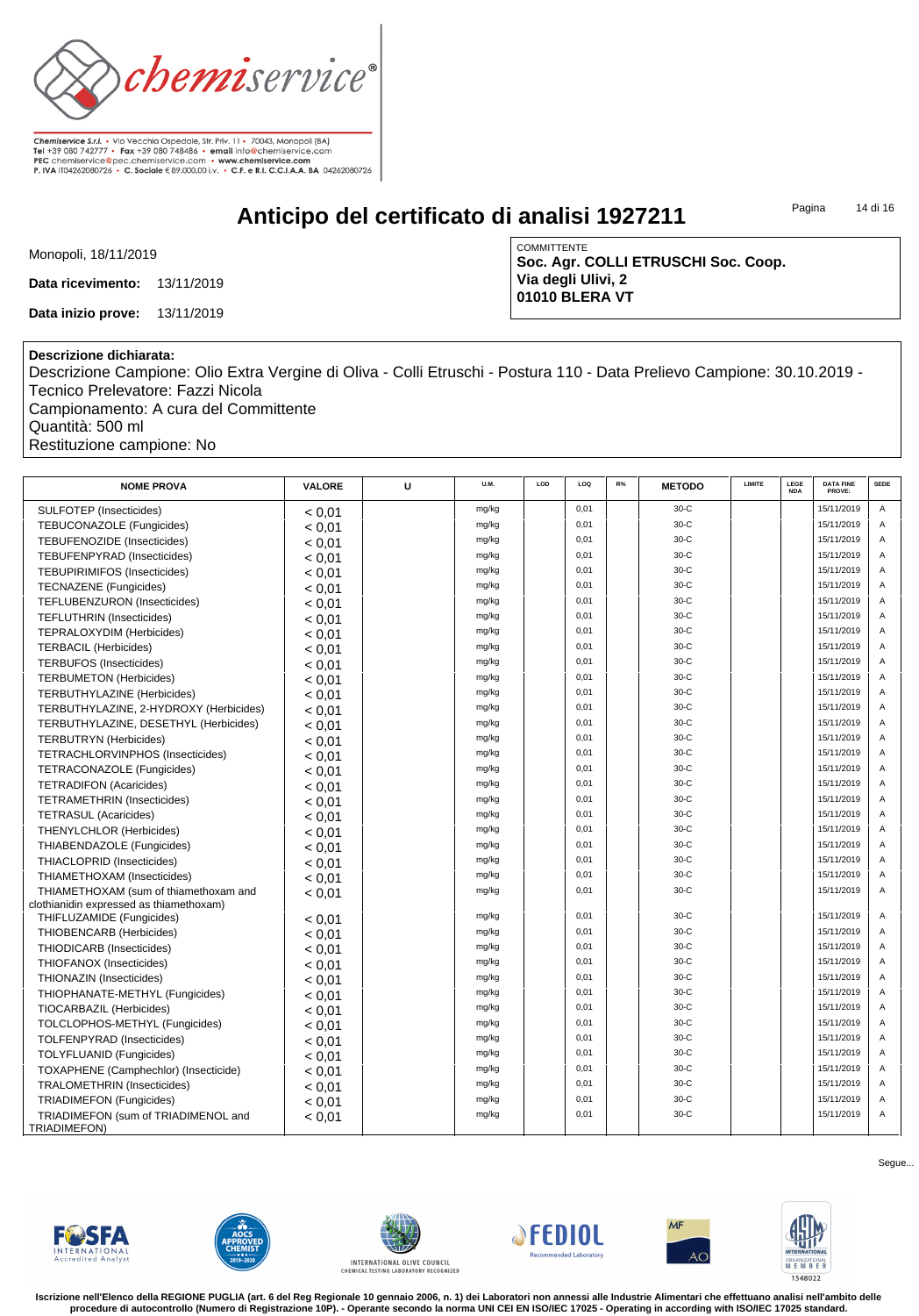Chemiservice S.r.l. • Via Vecchia Ospedale, Str. Priv. 11 • 70043, Monopoli (BA)
Tel +39 080 742777 • Fax +39 080 748486 • email info@chemiservice.com
PEC chemiservice@pec.chemiservice.com • www.chemiservice.com
P. IVA IT04262080726 • C. Sociale € 89.000,00 i.v. • C.F. e R.I. C.C.I.A.A. BA 04262080726

# Anticipo del certificato di analisi 1927211

Monopoli, 18/11/2019

**Data ricevimento:** 13/11/2019

**Data inizio prove:** 13/11/2019

COMMITTENTE
**Soc. Agr. COLLI ETRUSCHI Soc. Coop.**
**Via degli Ulivi, 2**
**01010 BLERA VT**

**Descrizione dichiarata:**
Descrizione Campione: Olio Extra Vergine di Oliva - Colli Etruschi - Postura 110 - Data Prelievo Campione: 30.10.2019 - Tecnico Prelevatore: Fazzi Nicola
Campionamento: A cura del Committente
Quantità: 500 ml
Restituzione campione: No

| NOME PROVA | VALORE | U | U.M. | LOD | LOQ | R% | METODO | LIMITE | LEGENDA | DATA FINE PROVE: | SEDE |
|---|---|---|---|---|---|---|---|---|---|---|---|
| SULFOTEP (Insecticides) | < 0,01 | | mg/kg | | 0,01 | | 30-C | | | 15/11/2019 | A |
| TEBUCONAZOLE (Fungicides) | < 0,01 | | mg/kg | | 0,01 | | 30-C | | | 15/11/2019 | A |
| TEBUFENOZIDE (Insecticides) | < 0,01 | | mg/kg | | 0,01 | | 30-C | | | 15/11/2019 | A |
| TEBUFENPYRAD (Insecticides) | < 0,01 | | mg/kg | | 0,01 | | 30-C | | | 15/11/2019 | A |
| TEBUPIRIMIFOS (Insecticides) | < 0,01 | | mg/kg | | 0,01 | | 30-C | | | 15/11/2019 | A |
| TECNAZENE (Fungicides) | < 0,01 | | mg/kg | | 0,01 | | 30-C | | | 15/11/2019 | A |
| TEFLUBENZURON (Insecticides) | < 0,01 | | mg/kg | | 0,01 | | 30-C | | | 15/11/2019 | A |
| TEFLUTHRIN (Insecticides) | < 0,01 | | mg/kg | | 0,01 | | 30-C | | | 15/11/2019 | A |
| TEPRALOXYDIM (Herbicides) | < 0,01 | | mg/kg | | 0,01 | | 30-C | | | 15/11/2019 | A |
| TERBACIL (Herbicides) | < 0,01 | | mg/kg | | 0,01 | | 30-C | | | 15/11/2019 | A |
| TERBUFOS (Insecticides) | < 0,01 | | mg/kg | | 0,01 | | 30-C | | | 15/11/2019 | A |
| TERBUMETON (Herbicides) | < 0,01 | | mg/kg | | 0,01 | | 30-C | | | 15/11/2019 | A |
| TERBUTHYLAZINE (Herbicides) | < 0,01 | | mg/kg | | 0,01 | | 30-C | | | 15/11/2019 | A |
| TERBUTHYLAZINE, 2-HYDROXY (Herbicides) | < 0,01 | | mg/kg | | 0,01 | | 30-C | | | 15/11/2019 | A |
| TERBUTHYLAZINE, DESETHYL (Herbicides) | < 0,01 | | mg/kg | | 0,01 | | 30-C | | | 15/11/2019 | A |
| TERBUTRYN (Herbicides) | < 0,01 | | mg/kg | | 0,01 | | 30-C | | | 15/11/2019 | A |
| TETRACHLORVINPHOS (Insecticides) | < 0,01 | | mg/kg | | 0,01 | | 30-C | | | 15/11/2019 | A |
| TETRACONAZOLE (Fungicides) | < 0,01 | | mg/kg | | 0,01 | | 30-C | | | 15/11/2019 | A |
| TETRADIFON (Acaricides) | < 0,01 | | mg/kg | | 0,01 | | 30-C | | | 15/11/2019 | A |
| TETRAMETHRIN (Insecticides) | < 0,01 | | mg/kg | | 0,01 | | 30-C | | | 15/11/2019 | A |
| TETRASUL (Acaricides) | < 0,01 | | mg/kg | | 0,01 | | 30-C | | | 15/11/2019 | A |
| THENYLCHLOR (Herbicides) | < 0,01 | | mg/kg | | 0,01 | | 30-C | | | 15/11/2019 | A |
| THIABENDAZOLE (Fungicides) | < 0,01 | | mg/kg | | 0,01 | | 30-C | | | 15/11/2019 | A |
| THIACLOPRID (Insecticides) | < 0,01 | | mg/kg | | 0,01 | | 30-C | | | 15/11/2019 | A |
| THIAMETHOXAM (Insecticides) | < 0,01 | | mg/kg | | 0,01 | | 30-C | | | 15/11/2019 | A |
| THIAMETHOXAM (sum of thiamethoxam and clothianidin expressed as thiamethoxam) | < 0,01 | | mg/kg | | 0,01 | | 30-C | | | 15/11/2019 | A |
| THIFLUZAMIDE (Fungicides) | < 0,01 | | mg/kg | | 0,01 | | 30-C | | | 15/11/2019 | A |
| THIOBENCARB (Herbicides) | < 0,01 | | mg/kg | | 0,01 | | 30-C | | | 15/11/2019 | A |
| THIODICARB (Insecticides) | < 0,01 | | mg/kg | | 0,01 | | 30-C | | | 15/11/2019 | A |
| THIOFANOX (Insecticides) | < 0,01 | | mg/kg | | 0,01 | | 30-C | | | 15/11/2019 | A |
| THIONAZIN (Insecticides) | < 0,01 | | mg/kg | | 0,01 | | 30-C | | | 15/11/2019 | A |
| THIOPHANATE-METHYL (Fungicides) | < 0,01 | | mg/kg | | 0,01 | | 30-C | | | 15/11/2019 | A |
| TIOCARBAZIL (Herbicides) | < 0,01 | | mg/kg | | 0,01 | | 30-C | | | 15/11/2019 | A |
| TOLCLOPHOS-METHYL (Fungicides) | < 0,01 | | mg/kg | | 0,01 | | 30-C | | | 15/11/2019 | A |
| TOLFENPYRAD (Insecticides) | < 0,01 | | mg/kg | | 0,01 | | 30-C | | | 15/11/2019 | A |
| TOLYFLUANID (Fungicides) | < 0,01 | | mg/kg | | 0,01 | | 30-C | | | 15/11/2019 | A |
| TOXAPHENE (Camphechlor) (Insecticide) | < 0,01 | | mg/kg | | 0,01 | | 30-C | | | 15/11/2019 | A |
| TRALOMETHRIN (Insecticides) | < 0,01 | | mg/kg | | 0,01 | | 30-C | | | 15/11/2019 | A |
| TRIADIMEFON (Fungicides) | < 0,01 | | mg/kg | | 0,01 | | 30-C | | | 15/11/2019 | A |
| TRIADIMEFON (sum of TRIADIMENOL and TRIADIMEFON) | < 0,01 | | mg/kg | | 0,01 | | 30-C | | | 15/11/2019 | A |

Segue...

Iscrizione nell'Elenco della REGIONE PUGLIA (art. 6 del Reg Regionale 10 gennaio 2006, n. 1) dei Laboratori non annessi alle Industrie Alimentari che effettuano analisi nell'ambito delle procedure di autocontrollo (Numero di Registrazione 10P). - Operante secondo la norma UNI CEI EN ISO/IEC 17025 - Operating in according with ISO/IEC 17025 standard.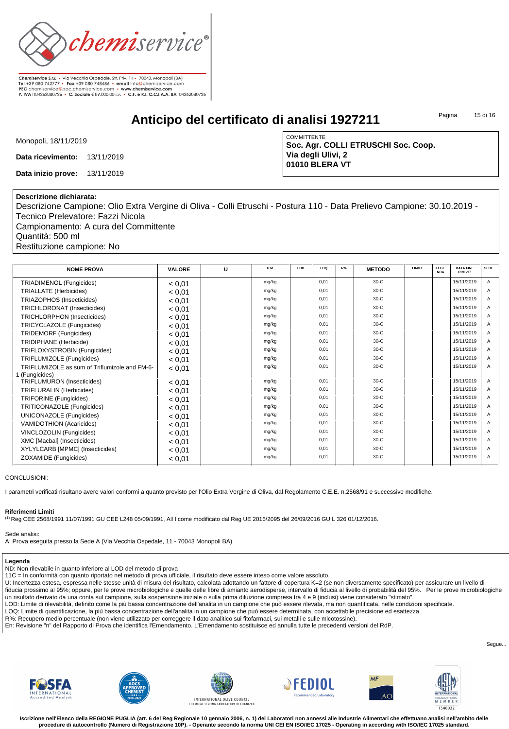Chemiservice S.r.l. • Via Vecchia Ospedale, Str. Priv. 11 • 70043, Monopoli (BA)
Tel +39 080 742777 • Fax +39 080 748486 • email info@chemiservice.com
PEC chemiservice@pec.chemiservice.com • www.chemiservice.com
P. IVA IT04262080726 • C. Sociale € 89.000,00 i.v. • C.F. e R.I. C.C.I.A.A. BA 04262080726

# Anticipo del certificato di analisi 1927211

Monopoli, 18/11/2019

**Data ricevimento:** 13/11/2019

**Data inizio prove:** 13/11/2019

COMMITTENTE
**Soc. Agr. COLLI ETRUSCHI Soc. Coop.**
**Via degli Ulivi, 2**
**01010 BLERA VT**

**Descrizione dichiarata:**
Descrizione Campione: Olio Extra Vergine di Oliva - Colli Etruschi - Postura 110 - Data Prelievo Campione: 30.10.2019 - Tecnico Prelevatore: Fazzi Nicola
Campionamento: A cura del Committente
Quantità: 500 ml
Restituzione campione: No

| NOME PROVA | VALORE | U | U.M. | LOD | LOQ | R% | METODO | LIMITE | LEGENDA | DATA FINE PROVE: | SEDE |
|---|---|---|---|---|---|---|---|---|---|---|---|
| TRIADIMENOL (Fungicides) | < 0,01 | | mg/kg | | 0,01 | | 30-C | | | 15/11/2019 | A |
| TRIALLATE (Herbicides) | < 0,01 | | mg/kg | | 0,01 | | 30-C | | | 15/11/2019 | A |
| TRIAZOPHOS (Insecticides) | < 0,01 | | mg/kg | | 0,01 | | 30-C | | | 15/11/2019 | A |
| TRICHLORONAT (Insecticides) | < 0,01 | | mg/kg | | 0,01 | | 30-C | | | 15/11/2019 | A |
| TRICHLORPHON (Insecticides) | < 0,01 | | mg/kg | | 0,01 | | 30-C | | | 15/11/2019 | A |
| TRICYCLAZOLE (Fungicides) | < 0,01 | | mg/kg | | 0,01 | | 30-C | | | 15/11/2019 | A |
| TRIDEMORF (Fungicides) | < 0,01 | | mg/kg | | 0,01 | | 30-C | | | 15/11/2019 | A |
| TRIDIPHANE (Herbicide) | < 0,01 | | mg/kg | | 0,01 | | 30-C | | | 15/11/2019 | A |
| TRIFLOXYSTROBIN (Fungicides) | < 0,01 | | mg/kg | | 0,01 | | 30-C | | | 15/11/2019 | A |
| TRIFLUMIZOLE (Fungicides) | < 0,01 | | mg/kg | | 0,01 | | 30-C | | | 15/11/2019 | A |
| TRIFLUMIZOLE as sum of Triflumizole and FM-6-1 (Fungicides) | < 0,01 | | mg/kg | | 0,01 | | 30-C | | | 15/11/2019 | A |
| TRIFLUMURON (Insecticides) | < 0,01 | | mg/kg | | 0,01 | | 30-C | | | 15/11/2019 | A |
| TRIFLURALIN (Herbicides) | < 0,01 | | mg/kg | | 0,01 | | 30-C | | | 15/11/2019 | A |
| TRIFORINE (Fungicides) | < 0,01 | | mg/kg | | 0,01 | | 30-C | | | 15/11/2019 | A |
| TRITICONAZOLE (Fungicides) | < 0,01 | | mg/kg | | 0,01 | | 30-C | | | 15/11/2019 | A |
| UNICONAZOLE (Fungicides) | < 0,01 | | mg/kg | | 0,01 | | 30-C | | | 15/11/2019 | A |
| VAMIDOTHION (Acaricides) | < 0,01 | | mg/kg | | 0,01 | | 30-C | | | 15/11/2019 | A |
| VINCLOZOLIN (Fungicides) | < 0,01 | | mg/kg | | 0,01 | | 30-C | | | 15/11/2019 | A |
| XMC [Macbal] (Insecticides) | < 0,01 | | mg/kg | | 0,01 | | 30-C | | | 15/11/2019 | A |
| XYLYLCARB [MPMC] (Insecticides) | < 0,01 | | mg/kg | | 0,01 | | 30-C | | | 15/11/2019 | A |
| ZOXAMIDE (Fungicides) | < 0,01 | | mg/kg | | 0,01 | | 30-C | | | 15/11/2019 | A |

CONCLUSIONI:

I parametri verificati risultano avere valori conformi a quanto previsto per l'Olio Extra Vergine di Oliva, dal Regolamento C.E.E. n.2568/91 e successive modifiche.

**Riferimenti Limiti**
(1) Reg CEE 2568/1991 11/07/1991 GU CEE L248 05/09/1991, All I come modificato dal Reg UE 2016/2095 del 26/09/2016 GU L 326 01/12/2016.

Sede analisi:
A: Prova eseguita presso la Sede A (Via Vecchia Ospedale, 11 - 70043 Monopoli BA)

**Legenda**
ND: Non rilevabile in quanto inferiore al LOD del metodo di prova
11C = In conformità con quanto riportato nel metodo di prova ufficiale, il risultato deve essere inteso come valore assoluto.
U: Incertezza estesa, espressa nelle stesse unità di misura del risultato, calcolata adottando un fattore di copertura K=2 (se non diversamente specificato) per assicurare un livello di fiducia prossimo al 95%; oppure, per le prove microbiologiche e quelle delle fibre di amianto aerodisperse, intervallo di fiducia al livello di probabilità del 95%. Per le prove microbiologiche un risultato derivato da una conta sul campione, sulla sospensione iniziale o sulla prima diluizione compresa tra 4 e 9 (inclusi) viene considerato "stimato".
LOD: Limite di rilevabilità, definito come la più bassa concentrazione dell'analita in un campione che può essere rilevata, ma non quantificata, nelle condizioni specificate.
LOQ: Limite di quantificazione, la più bassa concentrazione dell'analita in un campione che può essere determinata, con accettabile precisione ed esattezza.
R%: Recupero medio percentuale (non viene utilizzato per correggere il dato analitico sui fitofarmaci, sui metalli e sulle micotossine).
En: Revisione "n" del Rapporto di Prova che identifica l'Emendamento. L'Emendamento sostituisce ed annulla tutte le precedenti versioni del RdP.

Segue...

Iscrizione nell'Elenco della REGIONE PUGLIA (art. 6 del Reg Regionale 10 gennaio 2006, n. 1) dei Laboratori non annessi alle Industrie Alimentari che effettuano analisi nell'ambito delle procedure di autocontrollo (Numero di Registrazione 10P). - Operante secondo la norma UNI CEI EN ISO/IEC 17025 - Operating in according with ISO/IEC 17025 standard.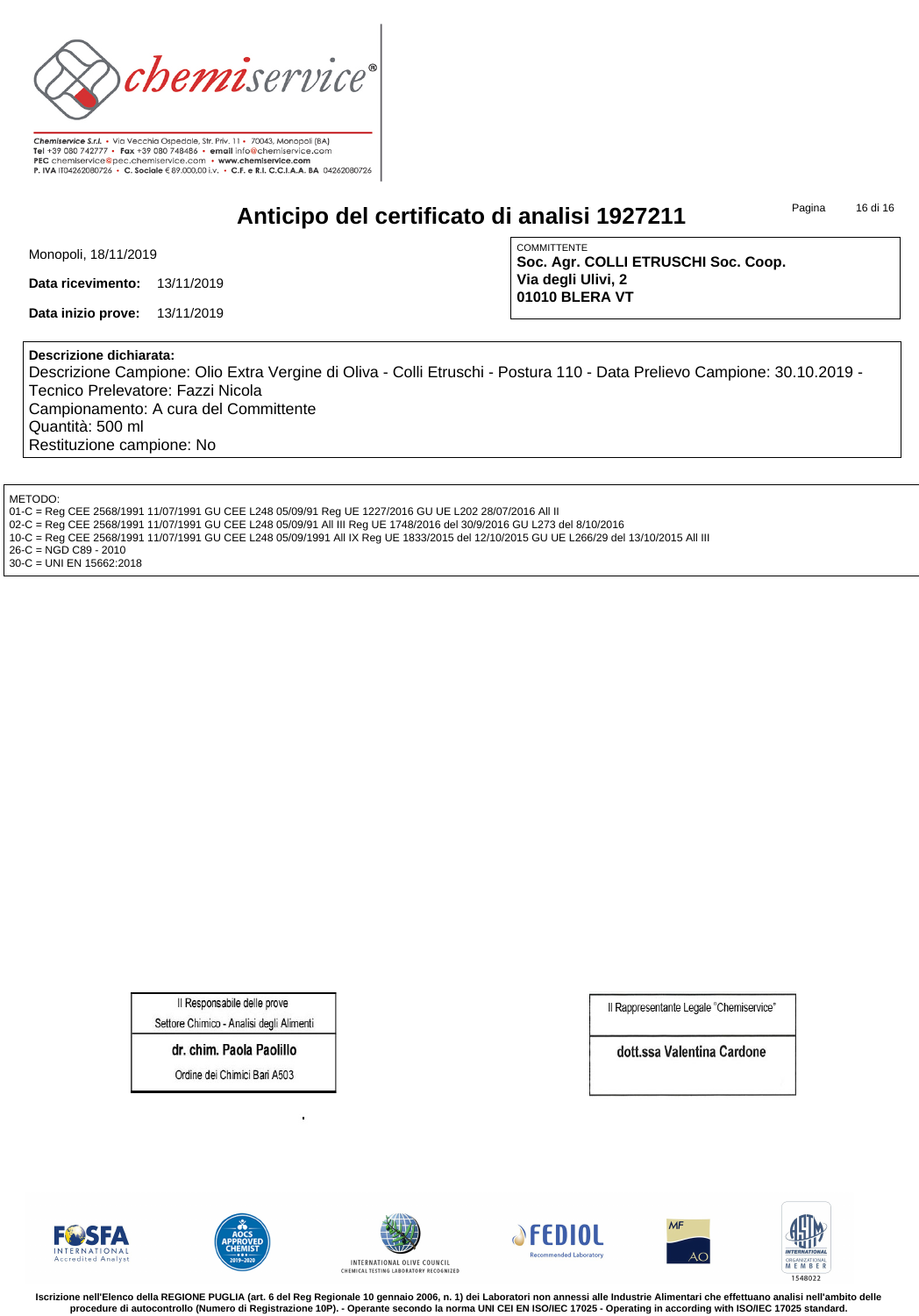chemiservice®

**Chemiservice S.r.l.** • Via Vecchia Ospedale, Str. Priv. 11 • 70043, Monopoli (BA)
**Tel** +39 080 742777 • **Fax** +39 080 748486 • **email** info@chemiservice.com
**PEC** chemiservice@pec.chemiservice.com • **www.chemiservice.com**
**P. IVA** IT04262080726 • **C. Sociale** € 89.000,00 i.v. • **C.F. e R.I. C.C.I.A.A. BA** 04262080726

# Anticipo del certificato di analisi 1927211

Monopoli, 18/11/2019

**Data ricevimento:** 13/11/2019

**Data inizio prove:** 13/11/2019

COMMITTENTE
**Soc. Agr. COLLI ETRUSCHI Soc. Coop.**
**Via degli Ulivi, 2**
**01010 BLERA VT**

**Descrizione dichiarata:**
Descrizione Campione: Olio Extra Vergine di Oliva - Colli Etruschi - Postura 110 - Data Prelievo Campione: 30.10.2019 - Tecnico Prelevatore: Fazzi Nicola
Campionamento: A cura del Committente
Quantità: 500 ml
Restituzione campione: No

METODO:
01-C = Reg CEE 2568/1991 11/07/1991 GU CEE L248 05/09/91 Reg UE 1227/2016 GU UE L202 28/07/2016 All II
02-C = Reg CEE 2568/1991 11/07/1991 GU CEE L248 05/09/91 All III Reg UE 1748/2016 del 30/9/2016 GU L273 del 8/10/2016
10-C = Reg CEE 2568/1991 11/07/1991 GU CEE L248 05/09/1991 All IX Reg UE 1833/2015 del 12/10/2015 GU UE L266/29 del 13/10/2015 All III
26-C = NGD C89 - 2010
30-C = UNI EN 15662:2018

| Il Responsabile delle prove<br>Settore Chimico - Analisi degli Alimenti |
|---|
| **dr. chim. Paola Paolillo**<br>Ordine dei Chimici Bari A503 |

| Il Rappresentante Legale "Chemiservice" |
|---|
| **dott.ssa Valentina Cardone** |

FOSFA International Accredited Analyst — AOCS Approved Chemist 2019-2020 — International Olive Council Chemical Testing Laboratory Recognized — FEDIOL Recommended Laboratory — ASTM International Organizational Member 1548022

**Iscrizione nell'Elenco della REGIONE PUGLIA (art. 6 del Reg Regionale 10 gennaio 2006, n. 1) dei Laboratori non annessi alle Industrie Alimentari che effettuano analisi nell'ambito delle procedure di autocontrollo (Numero di Registrazione 10P). - Operante secondo la norma UNI CEI EN ISO/IEC 17025 - Operating in according with ISO/IEC 17025 standard.**